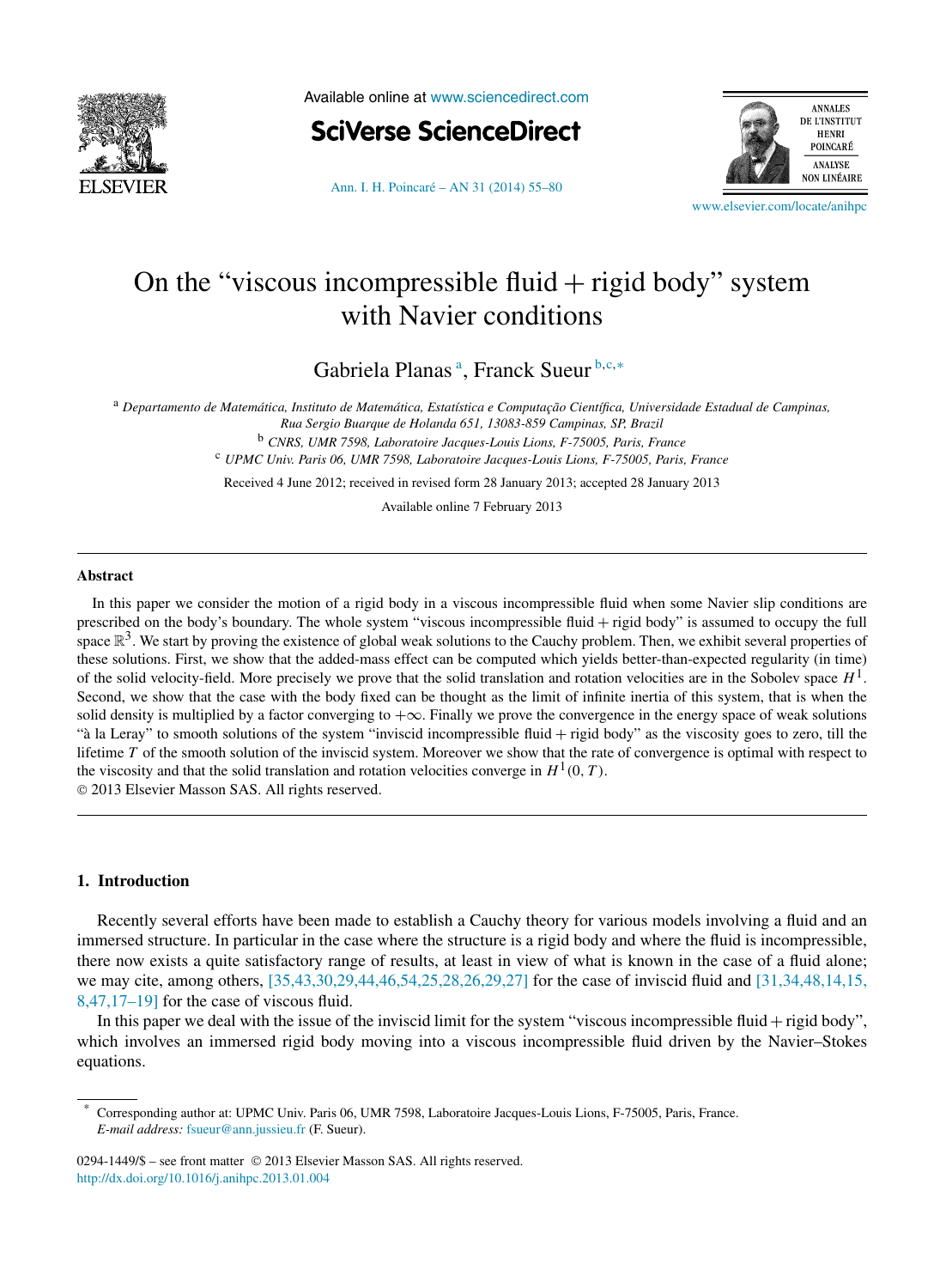# On the "viscous incompressible fluid + rigid body" system with Navier conditions

Gabriela Planas [a], Franck Sueur [b,c,*]

[a] *Departamento de Matemática, Instituto de Matemática, Estatística e Computação Científica, Universidade Estadual de Campinas, Rua Sergio Buarque de Holanda 651, 13083-859 Campinas, SP, Brazil*

[b] *CNRS, UMR 7598, Laboratoire Jacques-Louis Lions, F-75005, Paris, France*

[c] *UPMC Univ. Paris 06, UMR 7598, Laboratoire Jacques-Louis Lions, F-75005, Paris, France*

Received 4 June 2012; received in revised form 28 January 2013; accepted 28 January 2013

Available online 7 February 2013

## Abstract

In this paper we consider the motion of a rigid body in a viscous incompressible fluid when some Navier slip conditions are prescribed on the body's boundary. The whole system "viscous incompressible fluid + rigid body" is assumed to occupy the full space $\mathbb{R}^3$. We start by proving the existence of global weak solutions to the Cauchy problem. Then, we exhibit several properties of these solutions. First, we show that the added-mass effect can be computed which yields better-than-expected regularity (in time) of the solid velocity-field. More precisely we prove that the solid translation and rotation velocities are in the Sobolev space $H^1$. Second, we show that the case with the body fixed can be thought as the limit of infinite inertia of this system, that is when the solid density is multiplied by a factor converging to $+\infty$. Finally we prove the convergence in the energy space of weak solutions "à la Leray" to smooth solutions of the system "inviscid incompressible fluid + rigid body" as the viscosity goes to zero, till the lifetime $T$ of the smooth solution of the inviscid system. Moreover we show that the rate of convergence is optimal with respect to the viscosity and that the solid translation and rotation velocities converge in $H^1(0,T)$.

© 2013 Elsevier Masson SAS. All rights reserved.

## 1. Introduction

Recently several efforts have been made to establish a Cauchy theory for various models involving a fluid and an immersed structure. In particular in the case where the structure is a rigid body and where the fluid is incompressible, there now exists a quite satisfactory range of results, at least in view of what is known in the case of a fluid alone; we may cite, among others, [35,43,30,29,44,46,54,25,28,26,29,27] for the case of inviscid fluid and [31,34,48,14,15,8,47,17–19] for the case of viscous fluid.

In this paper we deal with the issue of the inviscid limit for the system "viscous incompressible fluid + rigid body", which involves an immersed rigid body moving into a viscous incompressible fluid driven by the Navier–Stokes equations.

* Corresponding author at: UPMC Univ. Paris 06, UMR 7598, Laboratoire Jacques-Louis Lions, F-75005, Paris, France.
*E-mail address:* fsueur@ann.jussieu.fr (F. Sueur).

0294-1449/$ – see front matter © 2013 Elsevier Masson SAS. All rights reserved.
http://dx.doi.org/10.1016/j.anihpc.2013.01.004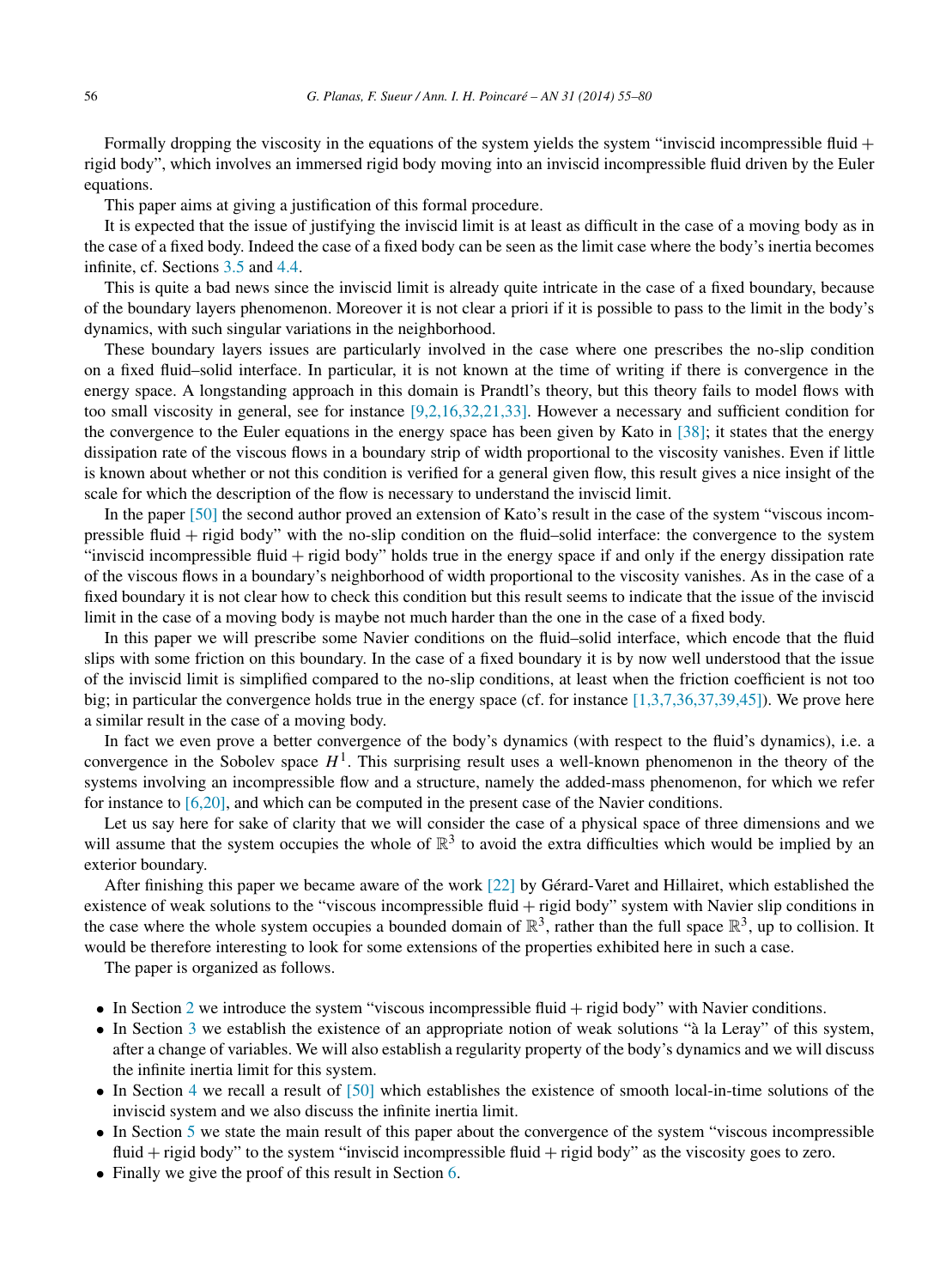Formally dropping the viscosity in the equations of the system yields the system “inviscid incompressible fluid + rigid body”, which involves an immersed rigid body moving into an inviscid incompressible fluid driven by the Euler equations.

This paper aims at giving a justification of this formal procedure.

It is expected that the issue of justifying the inviscid limit is at least as difficult in the case of a moving body as in the case of a fixed body. Indeed the case of a fixed body can be seen as the limit case where the body’s inertia becomes infinite, cf. Sections 3.5 and 4.4.

This is quite a bad news since the inviscid limit is already quite intricate in the case of a fixed boundary, because of the boundary layers phenomenon. Moreover it is not clear a priori if it is possible to pass to the limit in the body’s dynamics, with such singular variations in the neighborhood.

These boundary layers issues are particularly involved in the case where one prescribes the no-slip condition on a fixed fluid–solid interface. In particular, it is not known at the time of writing if there is convergence in the energy space. A longstanding approach in this domain is Prandtl’s theory, but this theory fails to model flows with too small viscosity in general, see for instance [9,2,16,32,21,33]. However a necessary and sufficient condition for the convergence to the Euler equations in the energy space has been given by Kato in [38]; it states that the energy dissipation rate of the viscous flows in a boundary strip of width proportional to the viscosity vanishes. Even if little is known about whether or not this condition is verified for a general given flow, this result gives a nice insight of the scale for which the description of the flow is necessary to understand the inviscid limit.

In the paper [50] the second author proved an extension of Kato’s result in the case of the system “viscous incompressible fluid + rigid body” with the no-slip condition on the fluid–solid interface: the convergence to the system “inviscid incompressible fluid + rigid body” holds true in the energy space if and only if the energy dissipation rate of the viscous flows in a boundary’s neighborhood of width proportional to the viscosity vanishes. As in the case of a fixed boundary it is not clear how to check this condition but this result seems to indicate that the issue of the inviscid limit in the case of a moving body is maybe not much harder than the one in the case of a fixed body.

In this paper we will prescribe some Navier conditions on the fluid–solid interface, which encode that the fluid slips with some friction on this boundary. In the case of a fixed boundary it is by now well understood that the issue of the inviscid limit is simplified compared to the no-slip conditions, at least when the friction coefficient is not too big; in particular the convergence holds true in the energy space (cf. for instance [1,3,7,36,37,39,45]). We prove here a similar result in the case of a moving body.

In fact we even prove a better convergence of the body’s dynamics (with respect to the fluid’s dynamics), i.e. a convergence in the Sobolev space $H^1$. This surprising result uses a well-known phenomenon in the theory of the systems involving an incompressible flow and a structure, namely the added-mass phenomenon, for which we refer for instance to [6,20], and which can be computed in the present case of the Navier conditions.

Let us say here for sake of clarity that we will consider the case of a physical space of three dimensions and we will assume that the system occupies the whole of $\mathbb{R}^3$ to avoid the extra difficulties which would be implied by an exterior boundary.

After finishing this paper we became aware of the work [22] by Gérard-Varet and Hillairet, which established the existence of weak solutions to the “viscous incompressible fluid + rigid body” system with Navier slip conditions in the case where the whole system occupies a bounded domain of $\mathbb{R}^3$, rather than the full space $\mathbb{R}^3$, up to collision. It would be therefore interesting to look for some extensions of the properties exhibited here in such a case.

The paper is organized as follows.

- In Section 2 we introduce the system “viscous incompressible fluid + rigid body” with Navier conditions.
- In Section 3 we establish the existence of an appropriate notion of weak solutions “à la Leray” of this system, after a change of variables. We will also establish a regularity property of the body’s dynamics and we will discuss the infinite inertia limit for this system.
- In Section 4 we recall a result of [50] which establishes the existence of smooth local-in-time solutions of the inviscid system and we also discuss the infinite inertia limit.
- In Section 5 we state the main result of this paper about the convergence of the system “viscous incompressible fluid + rigid body” to the system “inviscid incompressible fluid + rigid body” as the viscosity goes to zero.
- Finally we give the proof of this result in Section 6.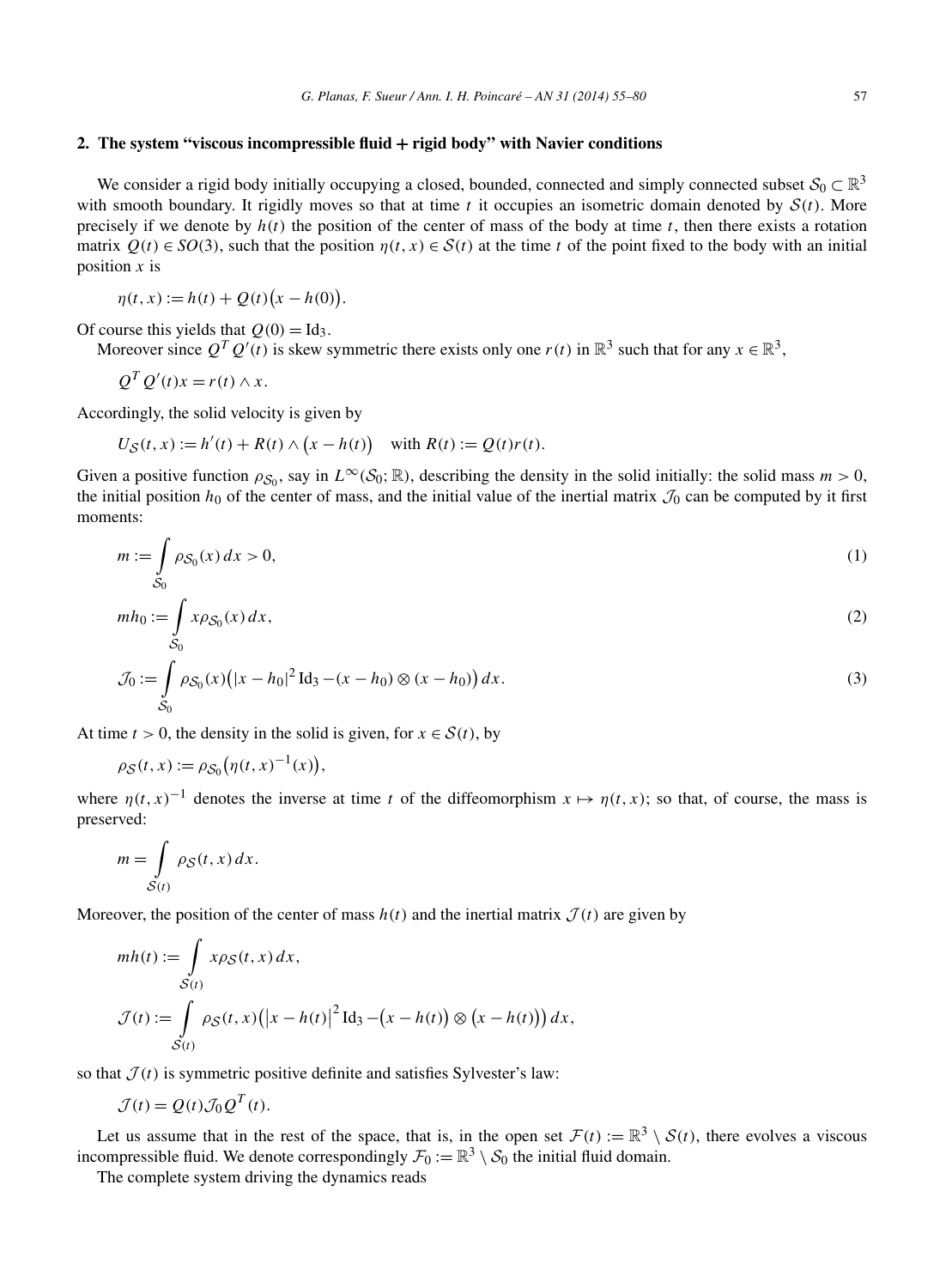## 2. The system "viscous incompressible fluid + rigid body" with Navier conditions

We consider a rigid body initially occupying a closed, bounded, connected and simply connected subset $\mathcal{S}_0 \subset \mathbb{R}^3$ with smooth boundary. It rigidly moves so that at time $t$ it occupies an isometric domain denoted by $\mathcal{S}(t)$. More precisely if we denote by $h(t)$ the position of the center of mass of the body at time $t$, then there exists a rotation matrix $Q(t) \in SO(3)$, such that the position $\eta(t,x) \in \mathcal{S}(t)$ at the time $t$ of the point fixed to the body with an initial position $x$ is

$$\eta(t,x) := h(t) + Q(t)\big(x - h(0)\big).$$

Of course this yields that $Q(0) = \mathrm{Id}_3$.

Moreover since $Q^T Q'(t)$ is skew symmetric there exists only one $r(t)$ in $\mathbb{R}^3$ such that for any $x \in \mathbb{R}^3$,

$$Q^T Q'(t)x = r(t) \wedge x.$$

Accordingly, the solid velocity is given by

$$U_{\mathcal{S}}(t,x) := h'(t) + R(t) \wedge \big(x - h(t)\big) \quad \text{with } R(t) := Q(t)r(t).$$

Given a positive function $\rho_{\mathcal{S}_0}$, say in $L^\infty(\mathcal{S}_0;\mathbb{R})$, describing the density in the solid initially: the solid mass $m > 0$, the initial position $h_0$ of the center of mass, and the initial value of the inertial matrix $\mathcal{J}_0$ can be computed by it first moments:

$$m := \int_{\mathcal{S}_0} \rho_{\mathcal{S}_0}(x)\,dx > 0, \tag{1}$$

$$mh_0 := \int_{\mathcal{S}_0} x\rho_{\mathcal{S}_0}(x)\,dx, \tag{2}$$

$$\mathcal{J}_0 := \int_{\mathcal{S}_0} \rho_{\mathcal{S}_0}(x)\big(|x - h_0|^2\,\mathrm{Id}_3 - (x - h_0) \otimes (x - h_0)\big)\,dx. \tag{3}$$

At time $t > 0$, the density in the solid is given, for $x \in \mathcal{S}(t)$, by

$$\rho_{\mathcal{S}}(t,x) := \rho_{\mathcal{S}_0}\big(\eta(t,x)^{-1}(x)\big),$$

where $\eta(t,x)^{-1}$ denotes the inverse at time $t$ of the diffeomorphism $x \mapsto \eta(t,x)$; so that, of course, the mass is preserved:

$$m = \int_{\mathcal{S}(t)} \rho_{\mathcal{S}}(t,x)\,dx.$$

Moreover, the position of the center of mass $h(t)$ and the inertial matrix $\mathcal{J}(t)$ are given by

$$mh(t) := \int_{\mathcal{S}(t)} x\rho_{\mathcal{S}}(t,x)\,dx,$$

$$\mathcal{J}(t) := \int_{\mathcal{S}(t)} \rho_{\mathcal{S}}(t,x)\big(\big|x - h(t)\big|^2\,\mathrm{Id}_3 - \big(x - h(t)\big) \otimes \big(x - h(t)\big)\big)\,dx,$$

so that $\mathcal{J}(t)$ is symmetric positive definite and satisfies Sylvester's law:

$$\mathcal{J}(t) = Q(t)\mathcal{J}_0 Q^T(t).$$

Let us assume that in the rest of the space, that is, in the open set $\mathcal{F}(t) := \mathbb{R}^3 \setminus \mathcal{S}(t)$, there evolves a viscous incompressible fluid. We denote correspondingly $\mathcal{F}_0 := \mathbb{R}^3 \setminus \mathcal{S}_0$ the initial fluid domain.

The complete system driving the dynamics reads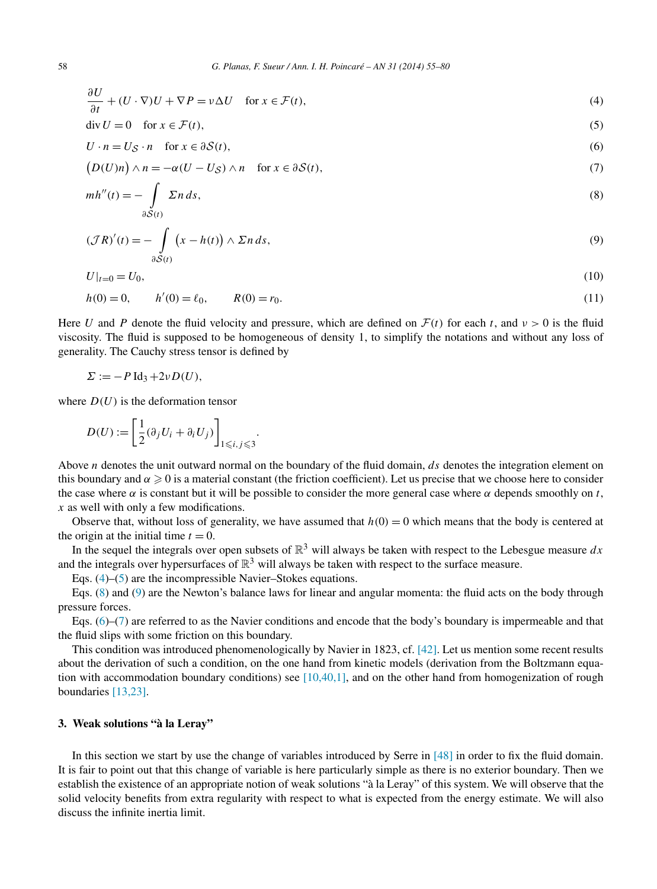$$\frac{\partial U}{\partial t} + (U \cdot \nabla)U + \nabla P = \nu \Delta U \quad \text{for } x \in \mathcal{F}(t), \tag{4}$$

$$\operatorname{div} U = 0 \quad \text{for } x \in \mathcal{F}(t), \tag{5}$$

$$U \cdot n = U_{\mathcal{S}} \cdot n \quad \text{for } x \in \partial\mathcal{S}(t), \tag{6}$$

$$\big(D(U)n\big) \wedge n = -\alpha(U - U_{\mathcal{S}}) \wedge n \quad \text{for } x \in \partial\mathcal{S}(t), \tag{7}$$

$$mh''(t) = -\int_{\partial\mathcal{S}(t)} \Sigma n \, ds, \tag{8}$$

$$(\mathcal{J}R)'(t) = -\int_{\partial\mathcal{S}(t)} \big(x - h(t)\big) \wedge \Sigma n \, ds, \tag{9}$$

$$U|_{t=0} = U_0, \tag{10}$$

$$h(0) = 0, \qquad h'(0) = \ell_0, \qquad R(0) = r_0. \tag{11}$$

Here $U$ and $P$ denote the fluid velocity and pressure, which are defined on $\mathcal{F}(t)$ for each $t$, and $\nu > 0$ is the fluid viscosity. The fluid is supposed to be homogeneous of density 1, to simplify the notations and without any loss of generality. The Cauchy stress tensor is defined by

$$\Sigma := -P \,\mathrm{Id}_3 + 2\nu D(U),$$

where $D(U)$ is the deformation tensor

$$D(U) := \left[\frac{1}{2}(\partial_j U_i + \partial_i U_j)\right]_{1 \leqslant i,j \leqslant 3}.$$

Above $n$ denotes the unit outward normal on the boundary of the fluid domain, $ds$ denotes the integration element on this boundary and $\alpha \geqslant 0$ is a material constant (the friction coefficient). Let us precise that we choose here to consider the case where $\alpha$ is constant but it will be possible to consider the more general case where $\alpha$ depends smoothly on $t$, $x$ as well with only a few modifications.

Observe that, without loss of generality, we have assumed that $h(0) = 0$ which means that the body is centered at the origin at the initial time $t = 0$.

In the sequel the integrals over open subsets of $\mathbb{R}^3$ will always be taken with respect to the Lebesgue measure $dx$ and the integrals over hypersurfaces of $\mathbb{R}^3$ will always be taken with respect to the surface measure.

Eqs. (4)–(5) are the incompressible Navier–Stokes equations.

Eqs. (8) and (9) are the Newton's balance laws for linear and angular momenta: the fluid acts on the body through pressure forces.

Eqs. (6)–(7) are referred to as the Navier conditions and encode that the body's boundary is impermeable and that the fluid slips with some friction on this boundary.

This condition was introduced phenomenologically by Navier in 1823, cf. [42]. Let us mention some recent results about the derivation of such a condition, on the one hand from kinetic models (derivation from the Boltzmann equation with accommodation boundary conditions) see [10,40,1], and on the other hand from homogenization of rough boundaries [13,23].

## 3. Weak solutions "à la Leray"

In this section we start by use the change of variables introduced by Serre in [48] in order to fix the fluid domain. It is fair to point out that this change of variable is here particularly simple as there is no exterior boundary. Then we establish the existence of an appropriate notion of weak solutions "à la Leray" of this system. We will observe that the solid velocity benefits from extra regularity with respect to what is expected from the energy estimate. We will also discuss the infinite inertia limit.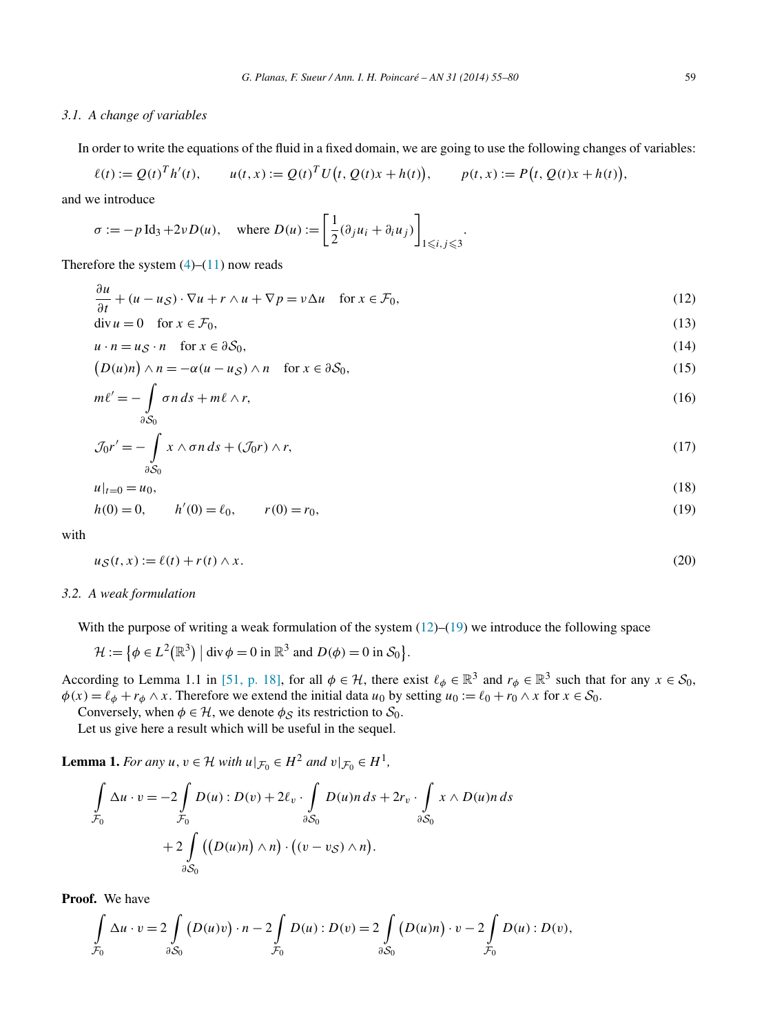### 3.1. A change of variables

In order to write the equations of the fluid in a fixed domain, we are going to use the following changes of variables:

$$\ell(t) := Q(t)^T h'(t), \qquad u(t,x) := Q(t)^T U\big(t, Q(t)x + h(t)\big), \qquad p(t,x) := P\big(t, Q(t)x + h(t)\big),$$

and we introduce

$$\sigma := -p\,\mathrm{Id}_3 + 2\nu D(u), \quad \text{where } D(u) := \left[\frac{1}{2}(\partial_j u_i + \partial_i u_j)\right]_{1\leqslant i,j\leqslant 3}.$$

Therefore the system (4)–(11) now reads

$$\frac{\partial u}{\partial t} + (u - u_{\mathcal{S}})\cdot\nabla u + r\wedge u + \nabla p = \nu\Delta u \quad \text{for } x \in \mathcal{F}_0, \tag{12}$$

$$\operatorname{div} u = 0 \quad \text{for } x \in \mathcal{F}_0, \tag{13}$$

$$u\cdot n = u_{\mathcal{S}}\cdot n \quad \text{for } x \in \partial\mathcal{S}_0, \tag{14}$$

$$\big(D(u)n\big)\wedge n = -\alpha(u - u_{\mathcal{S}})\wedge n \quad \text{for } x \in \partial\mathcal{S}_0, \tag{15}$$

$$m\ell' = -\int_{\partial\mathcal{S}_0} \sigma n\,ds + m\ell\wedge r, \tag{16}$$

$$\mathcal{J}_0 r' = -\int_{\partial\mathcal{S}_0} x\wedge\sigma n\,ds + (\mathcal{J}_0 r)\wedge r, \tag{17}$$

$$u|_{t=0} = u_0, \tag{18}$$

$$h(0) = 0, \qquad h'(0) = \ell_0, \qquad r(0) = r_0, \tag{19}$$

with

$$u_{\mathcal{S}}(t,x) := \ell(t) + r(t)\wedge x. \tag{20}$$

### 3.2. A weak formulation

With the purpose of writing a weak formulation of the system (12)–(19) we introduce the following space

$$\mathcal{H} := \big\{\phi \in L^2(\mathbb{R}^3) \bigm| \operatorname{div}\phi = 0 \text{ in } \mathbb{R}^3 \text{ and } D(\phi) = 0 \text{ in } \mathcal{S}_0\big\}.$$

According to Lemma 1.1 in [51, p. 18], for all $\phi \in \mathcal{H}$, there exist $\ell_\phi \in \mathbb{R}^3$ and $r_\phi \in \mathbb{R}^3$ such that for any $x \in \mathcal{S}_0$, $\phi(x) = \ell_\phi + r_\phi \wedge x$. Therefore we extend the initial data $u_0$ by setting $u_0 := \ell_0 + r_0\wedge x$ for $x \in \mathcal{S}_0$.

Conversely, when $\phi \in \mathcal{H}$, we denote $\phi_{\mathcal{S}}$ its restriction to $\mathcal{S}_0$.

Let us give here a result which will be useful in the sequel.

**Lemma 1.** *For any $u, v \in \mathcal{H}$ with $u|_{\mathcal{F}_0} \in H^2$ and $v|_{\mathcal{F}_0} \in H^1$,*

$$\int_{\mathcal{F}_0} \Delta u\cdot v = -2\int_{\mathcal{F}_0} D(u):D(v) + 2\ell_v\cdot\int_{\partial\mathcal{S}_0} D(u)n\,ds + 2r_v\cdot\int_{\partial\mathcal{S}_0} x\wedge D(u)n\,ds$$
$$+ 2\int_{\partial\mathcal{S}_0} \big(\big(D(u)n\big)\wedge n\big)\cdot\big((v - v_{\mathcal{S}})\wedge n\big).$$

**Proof.** We have

$$\int_{\mathcal{F}_0} \Delta u\cdot v = 2\int_{\partial\mathcal{S}_0} \big(D(u)v\big)\cdot n - 2\int_{\mathcal{F}_0} D(u):D(v) = 2\int_{\partial\mathcal{S}_0} \big(D(u)n\big)\cdot v - 2\int_{\mathcal{F}_0} D(u):D(v),$$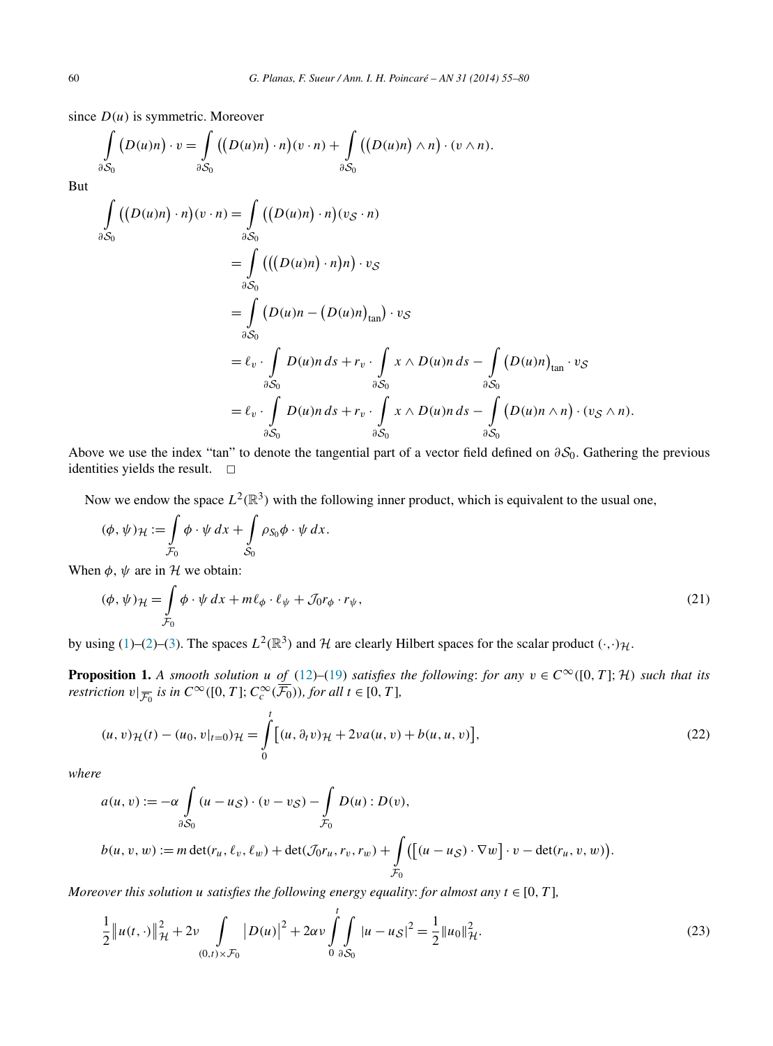since $D(u)$ is symmetric. Moreover

$$\int_{\partial \mathcal{S}_0} \big(D(u)n\big) \cdot v = \int_{\partial \mathcal{S}_0} \big(\big(D(u)n\big) \cdot n\big)(v \cdot n) + \int_{\partial \mathcal{S}_0} \big(\big(D(u)n\big) \wedge n\big) \cdot (v \wedge n).$$

But

$$\begin{aligned}
\int_{\partial \mathcal{S}_0} \big(\big(D(u)n\big) \cdot n\big)(v \cdot n) &= \int_{\partial \mathcal{S}_0} \big(\big(D(u)n\big) \cdot n\big)(v_{\mathcal{S}} \cdot n) \\
&= \int_{\partial \mathcal{S}_0} \big(\big(\big(D(u)n\big) \cdot n\big)n\big) \cdot v_{\mathcal{S}} \\
&= \int_{\partial \mathcal{S}_0} \big(D(u)n - \big(D(u)n\big)_{\tan}\big) \cdot v_{\mathcal{S}} \\
&= \ell_v \cdot \int_{\partial \mathcal{S}_0} D(u)n \, ds + r_v \cdot \int_{\partial \mathcal{S}_0} x \wedge D(u)n \, ds - \int_{\partial \mathcal{S}_0} \big(D(u)n\big)_{\tan} \cdot v_{\mathcal{S}} \\
&= \ell_v \cdot \int_{\partial \mathcal{S}_0} D(u)n \, ds + r_v \cdot \int_{\partial \mathcal{S}_0} x \wedge D(u)n \, ds - \int_{\partial \mathcal{S}_0} \big(D(u)n \wedge n\big) \cdot (v_{\mathcal{S}} \wedge n).
\end{aligned}$$

Above we use the index "tan" to denote the tangential part of a vector field defined on $\partial \mathcal{S}_0$. Gathering the previous identities yields the result. $\square$

Now we endow the space $L^2(\mathbb{R}^3)$ with the following inner product, which is equivalent to the usual one,

$$(\phi, \psi)_{\mathcal{H}} := \int_{\mathcal{F}_0} \phi \cdot \psi \, dx + \int_{\mathcal{S}_0} \rho_{\mathcal{S}_0} \phi \cdot \psi \, dx.$$

When $\phi$, $\psi$ are in $\mathcal{H}$ we obtain:

$$(\phi, \psi)_{\mathcal{H}} = \int_{\mathcal{F}_0} \phi \cdot \psi \, dx + m \ell_\phi \cdot \ell_\psi + \mathcal{J}_0 r_\phi \cdot r_\psi, \tag{21}$$

by using (1)–(2)–(3). The spaces $L^2(\mathbb{R}^3)$ and $\mathcal{H}$ are clearly Hilbert spaces for the scalar product $(\cdot,\cdot)_{\mathcal{H}}$.

**Proposition 1.** *A smooth solution $u$ of (12)–(19) satisfies the following: for any $v \in C^\infty([0,T]; \mathcal{H})$ such that its restriction $v|_{\overline{\mathcal{F}_0}}$ is in $C^\infty([0,T]; C_c^\infty(\overline{\mathcal{F}_0}))$, for all $t \in [0,T]$,*

$$(u, v)_{\mathcal{H}}(t) - (u_0, v|_{t=0})_{\mathcal{H}} = \int_0^t \big[(u, \partial_t v)_{\mathcal{H}} + 2\nu a(u,v) + b(u,u,v)\big], \tag{22}$$

*where*

$$a(u,v) := -\alpha \int_{\partial \mathcal{S}_0} (u - u_{\mathcal{S}}) \cdot (v - v_{\mathcal{S}}) - \int_{\mathcal{F}_0} D(u) : D(v),$$

$$b(u,v,w) := m \det(r_u, \ell_v, \ell_w) + \det(\mathcal{J}_0 r_u, r_v, r_w) + \int_{\mathcal{F}_0} \big(\big[(u - u_{\mathcal{S}}) \cdot \nabla w\big] \cdot v - \det(r_u, v, w)\big).$$

*Moreover this solution $u$ satisfies the following energy equality: for almost any $t \in [0,T]$,*

$$\frac{1}{2} \big\| u(t,\cdot) \big\|_{\mathcal{H}}^2 + 2\nu \int_{(0,t) \times \mathcal{F}_0} \big| D(u) \big|^2 + 2\alpha\nu \int_0^t \int_{\partial \mathcal{S}_0} |u - u_{\mathcal{S}}|^2 = \frac{1}{2} \|u_0\|_{\mathcal{H}}^2. \tag{23}$$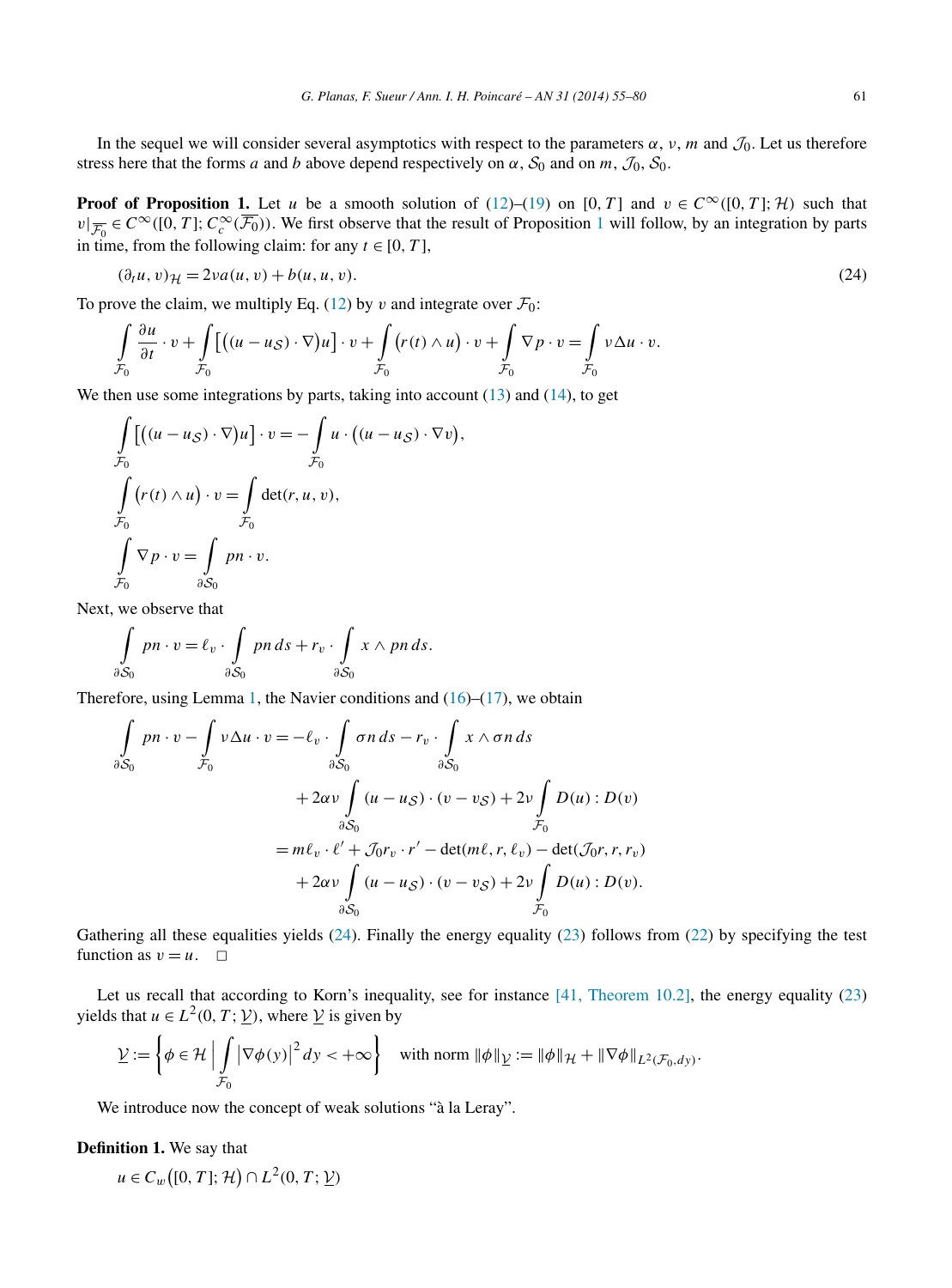In the sequel we will consider several asymptotics with respect to the parameters $\alpha$, $\nu$, $m$ and $\mathcal{J}_0$. Let us therefore stress here that the forms $a$ and $b$ above depend respectively on $\alpha$, $\mathcal{S}_0$ and on $m$, $\mathcal{J}_0$, $\mathcal{S}_0$.

**Proof of Proposition 1.** Let $u$ be a smooth solution of (12)–(19) on $[0,T]$ and $v \in C^\infty([0,T];\mathcal{H})$ such that $v|_{\overline{\mathcal{F}_0}} \in C^\infty([0,T];C_c^\infty(\overline{\mathcal{F}_0}))$. We first observe that the result of Proposition 1 will follow, by an integration by parts in time, from the following claim: for any $t \in [0,T]$,

$$(\partial_t u, v)_{\mathcal{H}} = 2\nu a(u,v) + b(u,u,v). \tag{24}$$

To prove the claim, we multiply Eq. (12) by $v$ and integrate over $\mathcal{F}_0$:

$$\int_{\mathcal{F}_0} \frac{\partial u}{\partial t}\cdot v + \int_{\mathcal{F}_0} \big[\big((u-u_{\mathcal{S}})\cdot\nabla\big)u\big]\cdot v + \int_{\mathcal{F}_0} \big(r(t)\wedge u\big)\cdot v + \int_{\mathcal{F}_0} \nabla p\cdot v = \int_{\mathcal{F}_0} \nu\Delta u\cdot v.$$

We then use some integrations by parts, taking into account (13) and (14), to get

$$\int_{\mathcal{F}_0} \big[\big((u-u_{\mathcal{S}})\cdot\nabla\big)u\big]\cdot v = -\int_{\mathcal{F}_0} u\cdot\big((u-u_{\mathcal{S}})\cdot\nabla v\big),$$

$$\int_{\mathcal{F}_0} \big(r(t)\wedge u\big)\cdot v = \int_{\mathcal{F}_0} \det(r,u,v),$$

$$\int_{\mathcal{F}_0} \nabla p\cdot v = \int_{\partial\mathcal{S}_0} pn\cdot v.$$

Next, we observe that

$$\int_{\partial\mathcal{S}_0} pn\cdot v = \ell_v\cdot\int_{\partial\mathcal{S}_0} pn\,ds + r_v\cdot\int_{\partial\mathcal{S}_0} x\wedge pn\,ds.$$

Therefore, using Lemma 1, the Navier conditions and (16)–(17), we obtain

$$\begin{aligned}
\int_{\partial\mathcal{S}_0} pn\cdot v - \int_{\mathcal{F}_0} \nu\Delta u\cdot v &= -\ell_v\cdot\int_{\partial\mathcal{S}_0} \sigma n\,ds - r_v\cdot\int_{\partial\mathcal{S}_0} x\wedge\sigma n\,ds \\
&\quad + 2\alpha\nu\int_{\partial\mathcal{S}_0} (u-u_{\mathcal{S}})\cdot(v-v_{\mathcal{S}}) + 2\nu\int_{\mathcal{F}_0} D(u):D(v) \\
&= m\ell_v\cdot\ell' + \mathcal{J}_0 r_v\cdot r' - \det(m\ell,r,\ell_v) - \det(\mathcal{J}_0 r,r,r_v) \\
&\quad + 2\alpha\nu\int_{\partial\mathcal{S}_0} (u-u_{\mathcal{S}})\cdot(v-v_{\mathcal{S}}) + 2\nu\int_{\mathcal{F}_0} D(u):D(v).
\end{aligned}$$

Gathering all these equalities yields (24). Finally the energy equality (23) follows from (22) by specifying the test function as $v=u$. $\square$

Let us recall that according to Korn's inequality, see for instance [41, Theorem 10.2], the energy equality (23) yields that $u \in L^2(0,T;\underline{\mathcal{V}})$, where $\underline{\mathcal{V}}$ is given by

$$\underline{\mathcal{V}} := \left\{\phi\in\mathcal{H}\ \Big|\ \int_{\mathcal{F}_0} \big|\nabla\phi(y)\big|^2\,dy < +\infty\right\} \quad \text{with norm } \|\phi\|_{\underline{\mathcal{V}}} := \|\phi\|_{\mathcal{H}} + \|\nabla\phi\|_{L^2(\mathcal{F}_0,dy)}.$$

We introduce now the concept of weak solutions "à la Leray".

**Definition 1.** We say that

$$u \in C_w\big([0,T];\mathcal{H}\big)\cap L^2(0,T;\underline{\mathcal{V}})$$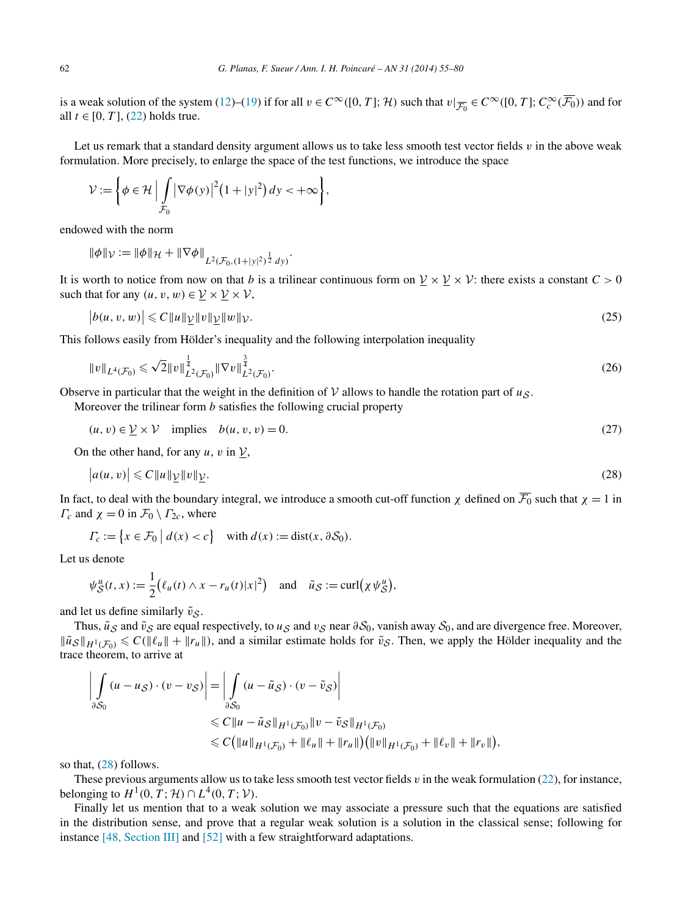is a weak solution of the system (12)–(19) if for all $v \in C^\infty([0,T];\mathcal{H})$ such that $v|_{\overline{\mathcal{F}_0}} \in C^\infty([0,T];C_c^\infty(\overline{\mathcal{F}_0}))$ and for all $t \in [0,T]$, (22) holds true.

Let us remark that a standard density argument allows us to take less smooth test vector fields $v$ in the above weak formulation. More precisely, to enlarge the space of the test functions, we introduce the space

$$\mathcal{V} := \left\{ \phi \in \mathcal{H} \,\Big|\, \int_{\mathcal{F}_0} \left|\nabla\phi(y)\right|^2 \left(1+|y|^2\right) dy < +\infty \right\},$$

endowed with the norm

$$\|\phi\|_{\mathcal{V}} := \|\phi\|_{\mathcal{H}} + \|\nabla\phi\|_{L^2(\mathcal{F}_0,(1+|y|^2)^{\frac{1}{2}}\,dy)}.$$

It is worth to notice from now on that $b$ is a trilinear continuous form on $\underline{\mathcal{V}} \times \underline{\mathcal{V}} \times \mathcal{V}$: there exists a constant $C > 0$ such that for any $(u,v,w) \in \underline{\mathcal{V}} \times \underline{\mathcal{V}} \times \mathcal{V}$,

$$\left|b(u,v,w)\right| \leqslant C\|u\|_{\underline{\mathcal{V}}}\|v\|_{\underline{\mathcal{V}}}\|w\|_{\mathcal{V}}. \tag{25}$$

This follows easily from Hölder's inequality and the following interpolation inequality

$$\|v\|_{L^4(\mathcal{F}_0)} \leqslant \sqrt{2}\|v\|_{L^2(\mathcal{F}_0)}^{\frac{1}{4}}\|\nabla v\|_{L^2(\mathcal{F}_0)}^{\frac{3}{4}}. \tag{26}$$

Observe in particular that the weight in the definition of $\mathcal{V}$ allows to handle the rotation part of $u_{\mathcal{S}}$.

Moreover the trilinear form $b$ satisfies the following crucial property

$$(u,v) \in \underline{\mathcal{V}} \times \mathcal{V} \quad \text{implies} \quad b(u,v,v) = 0. \tag{27}$$

On the other hand, for any $u$, $v$ in $\underline{\mathcal{V}}$,

$$\left|a(u,v)\right| \leqslant C\|u\|_{\underline{\mathcal{V}}}\|v\|_{\underline{\mathcal{V}}}. \tag{28}$$

In fact, to deal with the boundary integral, we introduce a smooth cut-off function $\chi$ defined on $\overline{\mathcal{F}_0}$ such that $\chi = 1$ in $\Gamma_c$ and $\chi = 0$ in $\mathcal{F}_0 \setminus \Gamma_{2c}$, where

$$\Gamma_c := \left\{ x \in \mathcal{F}_0 \,\big|\, d(x) < c \right\} \quad \text{with } d(x) := \operatorname{dist}(x, \partial\mathcal{S}_0).$$

Let us denote

$$\psi_{\mathcal{S}}^u(t,x) := \frac{1}{2}\left(\ell_u(t) \wedge x - r_u(t)|x|^2\right) \quad \text{and} \quad \tilde{u}_{\mathcal{S}} := \operatorname{curl}\left(\chi\psi_{\mathcal{S}}^u\right),$$

and let us define similarly $\tilde{v}_{\mathcal{S}}$.

Thus, $\tilde{u}_{\mathcal{S}}$ and $\tilde{v}_{\mathcal{S}}$ are equal respectively, to $u_{\mathcal{S}}$ and $v_{\mathcal{S}}$ near $\partial\mathcal{S}_0$, vanish away $\mathcal{S}_0$, and are divergence free. Moreover, $\|\tilde{u}_{\mathcal{S}}\|_{H^1(\mathcal{F}_0)} \leqslant C(\|\ell_u\| + \|r_u\|)$, and a similar estimate holds for $\tilde{v}_{\mathcal{S}}$. Then, we apply the Hölder inequality and the trace theorem, to arrive at

$$\begin{aligned}
\left|\int_{\partial\mathcal{S}_0} (u - u_{\mathcal{S}}) \cdot (v - v_{\mathcal{S}})\right| &= \left|\int_{\partial\mathcal{S}_0} (u - \tilde{u}_{\mathcal{S}}) \cdot (v - \tilde{v}_{\mathcal{S}})\right| \\
&\leqslant C\|u - \tilde{u}_{\mathcal{S}}\|_{H^1(\mathcal{F}_0)}\|v - \tilde{v}_{\mathcal{S}}\|_{H^1(\mathcal{F}_0)} \\
&\leqslant C\left(\|u\|_{H^1(\mathcal{F}_0)} + \|\ell_u\| + \|r_u\|\right)\left(\|v\|_{H^1(\mathcal{F}_0)} + \|\ell_v\| + \|r_v\|\right),
\end{aligned}$$

so that, (28) follows.

These previous arguments allow us to take less smooth test vector fields $v$ in the weak formulation (22), for instance, belonging to $H^1(0,T;\mathcal{H}) \cap L^4(0,T;\mathcal{V})$.

Finally let us mention that to a weak solution we may associate a pressure such that the equations are satisfied in the distribution sense, and prove that a regular weak solution is a solution in the classical sense; following for instance [48, Section III] and [52] with a few straightforward adaptations.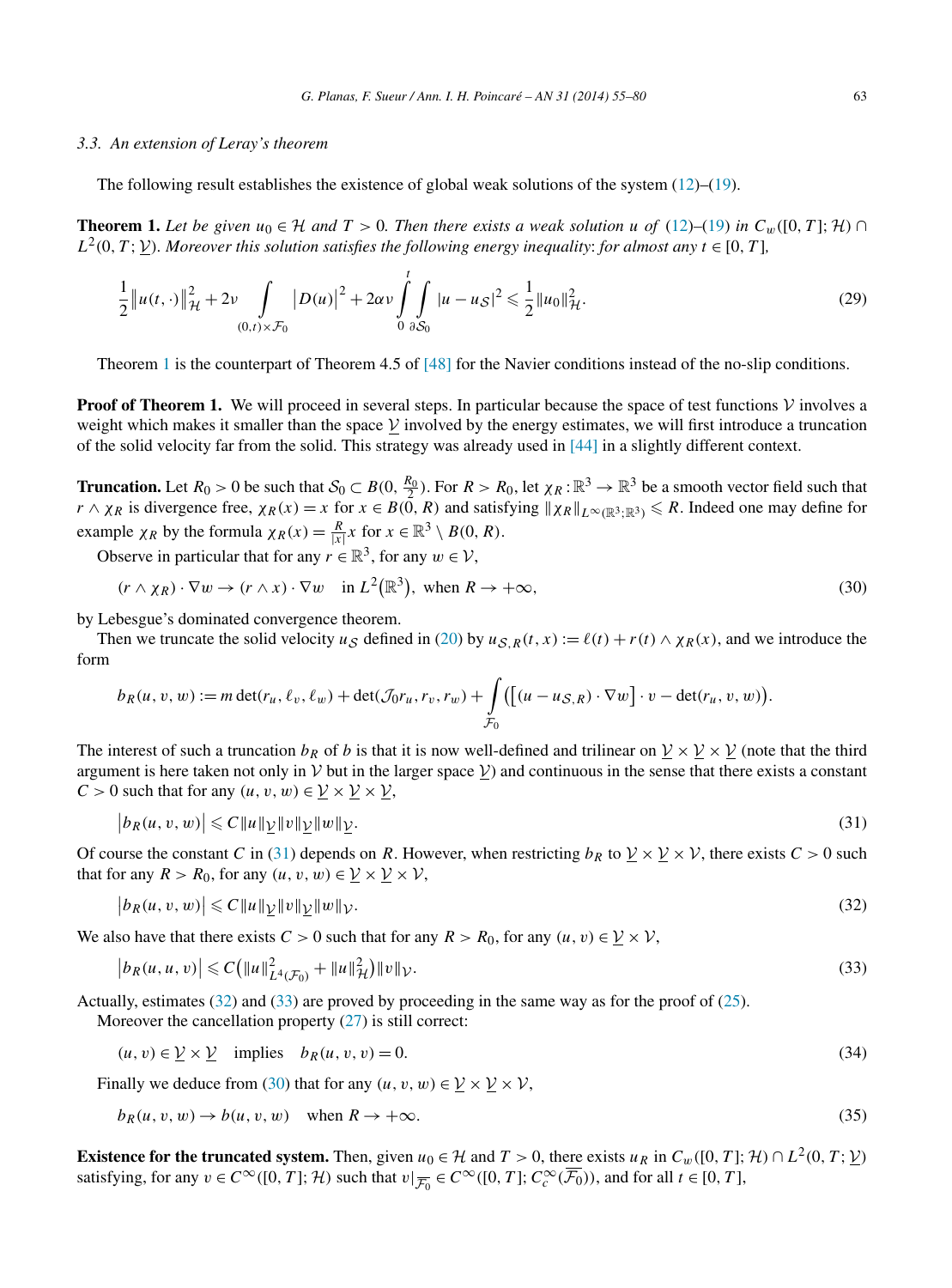### 3.3. An extension of Leray's theorem

The following result establishes the existence of global weak solutions of the system (12)–(19).

**Theorem 1.** *Let be given $u_0 \in \mathcal{H}$ and $T > 0$. Then there exists a weak solution $u$ of (12)–(19) in $C_w([0,T];\mathcal{H}) \cap L^2(0,T;\underline{\mathcal{V}})$. Moreover this solution satisfies the following energy inequality: for almost any $t \in [0,T]$,*

$$\frac{1}{2}\left\|u(t,\cdot)\right\|_{\mathcal{H}}^2 + 2\nu \int_{(0,t)\times\mathcal{F}_0} \left|D(u)\right|^2 + 2\alpha\nu \int_0^t \int_{\partial\mathcal{S}_0} |u - u_{\mathcal{S}}|^2 \leqslant \frac{1}{2}\|u_0\|_{\mathcal{H}}^2. \tag{29}$$

Theorem 1 is the counterpart of Theorem 4.5 of [48] for the Navier conditions instead of the no-slip conditions.

**Proof of Theorem 1.** We will proceed in several steps. In particular because the space of test functions $\mathcal{V}$ involves a weight which makes it smaller than the space $\underline{\mathcal{V}}$ involved by the energy estimates, we will first introduce a truncation of the solid velocity far from the solid. This strategy was already used in [44] in a slightly different context.

**Truncation.** Let $R_0 > 0$ be such that $\mathcal{S}_0 \subset B(0, \frac{R_0}{2})$. For $R > R_0$, let $\chi_R : \mathbb{R}^3 \to \mathbb{R}^3$ be a smooth vector field such that $r \wedge \chi_R$ is divergence free, $\chi_R(x) = x$ for $x \in B(0,R)$ and satisfying $\|\chi_R\|_{L^\infty(\mathbb{R}^3;\mathbb{R}^3)} \leqslant R$. Indeed one may define for example $\chi_R$ by the formula $\chi_R(x) = \frac{R}{|x|}x$ for $x \in \mathbb{R}^3 \setminus B(0,R)$.

Observe in particular that for any $r \in \mathbb{R}^3$, for any $w \in \mathcal{V}$,

$$(r \wedge \chi_R) \cdot \nabla w \to (r \wedge x) \cdot \nabla w \quad \text{in } L^2(\mathbb{R}^3), \text{ when } R \to +\infty, \tag{30}$$

by Lebesgue's dominated convergence theorem.

Then we truncate the solid velocity $u_{\mathcal{S}}$ defined in (20) by $u_{\mathcal{S},R}(t,x) := \ell(t) + r(t) \wedge \chi_R(x)$, and we introduce the form

$$b_R(u,v,w) := m \det(r_u, \ell_v, \ell_w) + \det(\mathcal{J}_0 r_u, r_v, r_w) + \int_{\mathcal{F}_0} \left(\left[(u - u_{\mathcal{S},R}) \cdot \nabla w\right] \cdot v - \det(r_u, v, w)\right).$$

The interest of such a truncation $b_R$ of $b$ is that it is now well-defined and trilinear on $\underline{\mathcal{V}} \times \underline{\mathcal{V}} \times \underline{\mathcal{V}}$ (note that the third argument is here taken not only in $\mathcal{V}$ but in the larger space $\underline{\mathcal{V}}$) and continuous in the sense that there exists a constant $C > 0$ such that for any $(u,v,w) \in \underline{\mathcal{V}} \times \underline{\mathcal{V}} \times \underline{\mathcal{V}}$,

$$\left|b_R(u,v,w)\right| \leqslant C\|u\|_{\underline{\mathcal{V}}}\|v\|_{\underline{\mathcal{V}}}\|w\|_{\underline{\mathcal{V}}}. \tag{31}$$

Of course the constant $C$ in (31) depends on $R$. However, when restricting $b_R$ to $\underline{\mathcal{V}} \times \underline{\mathcal{V}} \times \mathcal{V}$, there exists $C > 0$ such that for any $R > R_0$, for any $(u,v,w) \in \underline{\mathcal{V}} \times \underline{\mathcal{V}} \times \mathcal{V}$,

$$\left|b_R(u,v,w)\right| \leqslant C\|u\|_{\underline{\mathcal{V}}}\|v\|_{\underline{\mathcal{V}}}\|w\|_{\mathcal{V}}. \tag{32}$$

We also have that there exists $C > 0$ such that for any $R > R_0$, for any $(u,v) \in \underline{\mathcal{V}} \times \mathcal{V}$,

$$\left|b_R(u,u,v)\right| \leqslant C\left(\|u\|_{L^4(\mathcal{F}_0)}^2 + \|u\|_{\mathcal{H}}^2\right)\|v\|_{\mathcal{V}}. \tag{33}$$

Actually, estimates (32) and (33) are proved by proceeding in the same way as for the proof of (25).

Moreover the cancellation property (27) is still correct:

$$(u,v) \in \underline{\mathcal{V}} \times \underline{\mathcal{V}} \quad \text{implies} \quad b_R(u,v,v) = 0. \tag{34}$$

Finally we deduce from (30) that for any $(u,v,w) \in \underline{\mathcal{V}} \times \underline{\mathcal{V}} \times \mathcal{V}$,

$$b_R(u,v,w) \to b(u,v,w) \quad \text{when } R \to +\infty. \tag{35}$$

**Existence for the truncated system.** Then, given $u_0 \in \mathcal{H}$ and $T > 0$, there exists $u_R$ in $C_w([0,T];\mathcal{H}) \cap L^2(0,T;\underline{\mathcal{V}})$ satisfying, for any $v \in C^\infty([0,T];\mathcal{H})$ such that $v|_{\overline{\mathcal{F}_0}} \in C^\infty([0,T];C_c^\infty(\overline{\mathcal{F}_0}))$, and for all $t \in [0,T]$,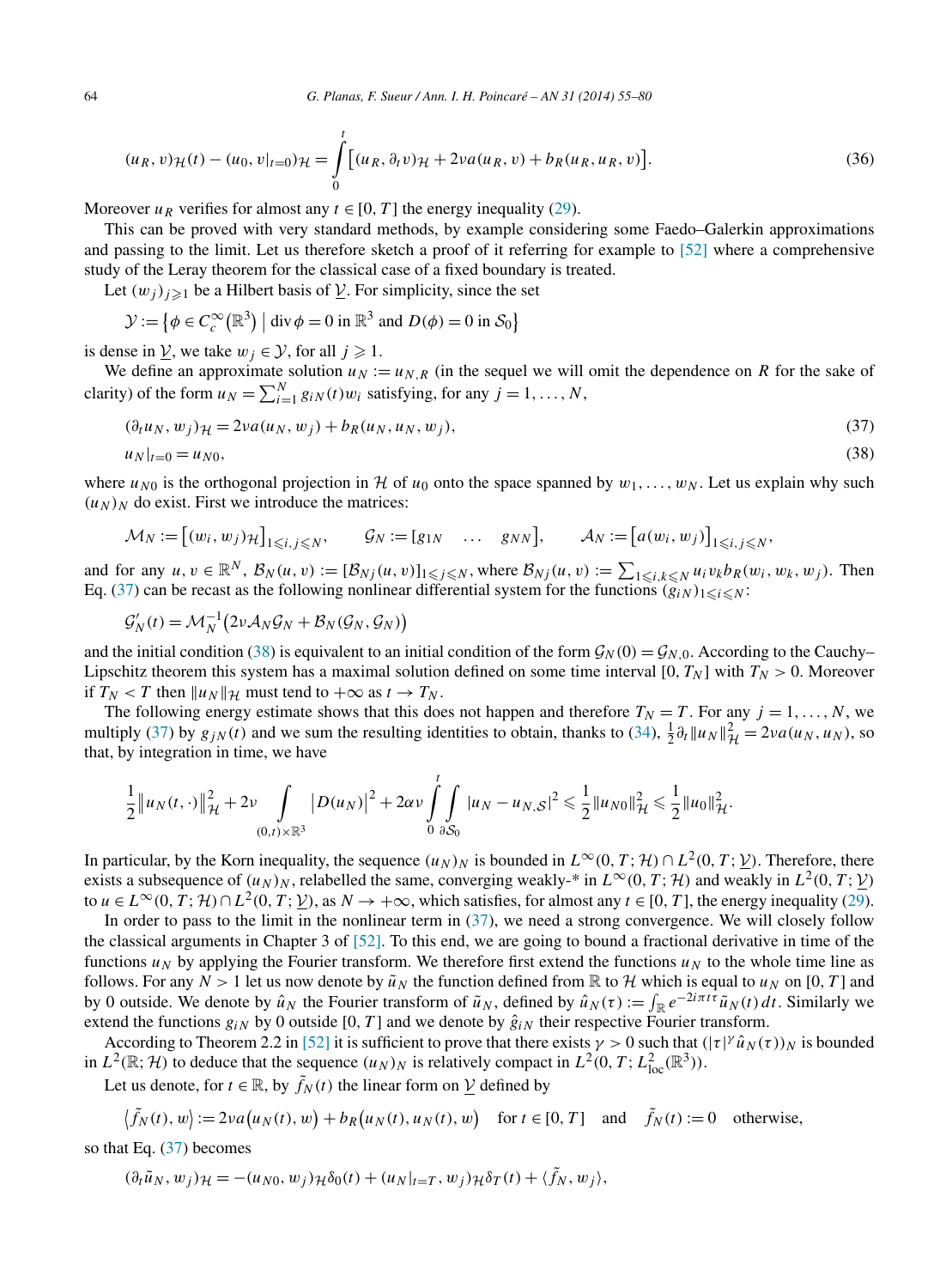$$(u_R, v)_{\mathcal{H}}(t) - (u_0, v|_{t=0})_{\mathcal{H}} = \int_0^t \left[ (u_R, \partial_t v)_{\mathcal{H}} + 2\nu a(u_R, v) + b_R(u_R, u_R, v) \right]. \tag{36}$$

Moreover $u_R$ verifies for almost any $t \in [0, T]$ the energy inequality (29).

This can be proved with very standard methods, by example considering some Faedo–Galerkin approximations and passing to the limit. Let us therefore sketch a proof of it referring for example to [52] where a comprehensive study of the Leray theorem for the classical case of a fixed boundary is treated.

Let $(w_j)_{j \geqslant 1}$ be a Hilbert basis of $\underline{\mathcal{V}}$. For simplicity, since the set

$$\mathcal{Y} := \left\{ \phi \in C_c^\infty(\mathbb{R}^3) \mid \operatorname{div} \phi = 0 \text{ in } \mathbb{R}^3 \text{ and } D(\phi) = 0 \text{ in } \mathcal{S}_0 \right\}$$

is dense in $\underline{\mathcal{V}}$, we take $w_j \in \mathcal{Y}$, for all $j \geqslant 1$.

We define an approximate solution $u_N := u_{N,R}$ (in the sequel we will omit the dependence on $R$ for the sake of clarity) of the form $u_N = \sum_{i=1}^N g_{iN}(t) w_i$ satisfying, for any $j = 1, \ldots, N$,

$$(\partial_t u_N, w_j)_{\mathcal{H}} = 2\nu a(u_N, w_j) + b_R(u_N, u_N, w_j), \tag{37}$$

$$u_N|_{t=0} = u_{N0}, \tag{38}$$

where $u_{N0}$ is the orthogonal projection in $\mathcal{H}$ of $u_0$ onto the space spanned by $w_1, \ldots, w_N$. Let us explain why such $(u_N)_N$ do exist. First we introduce the matrices:

$$\mathcal{M}_N := \left[ (w_i, w_j)_{\mathcal{H}} \right]_{1 \leqslant i,j \leqslant N}, \qquad \mathcal{G}_N := [g_{1N} \quad \ldots \quad g_{NN}], \qquad \mathcal{A}_N := \left[ a(w_i, w_j) \right]_{1 \leqslant i,j \leqslant N},$$

and for any $u, v \in \mathbb{R}^N$, $\mathcal{B}_N(u, v) := [\mathcal{B}_{Nj}(u, v)]_{1 \leqslant j \leqslant N}$, where $\mathcal{B}_{Nj}(u, v) := \sum_{1 \leqslant i,k \leqslant N} u_i v_k b_R(w_i, w_k, w_j)$. Then Eq. (37) can be recast as the following nonlinear differential system for the functions $(g_{iN})_{1 \leqslant i \leqslant N}$:

$$\mathcal{G}_N'(t) = \mathcal{M}_N^{-1} \left( 2\nu \mathcal{A}_N \mathcal{G}_N + \mathcal{B}_N(\mathcal{G}_N, \mathcal{G}_N) \right)$$

and the initial condition (38) is equivalent to an initial condition of the form $\mathcal{G}_N(0) = \mathcal{G}_{N,0}$. According to the Cauchy–Lipschitz theorem this system has a maximal solution defined on some time interval $[0, T_N]$ with $T_N > 0$. Moreover if $T_N < T$ then $\|u_N\|_{\mathcal{H}}$ must tend to $+\infty$ as $t \to T_N$.

The following energy estimate shows that this does not happen and therefore $T_N = T$. For any $j = 1, \ldots, N$, we multiply (37) by $g_{jN}(t)$ and we sum the resulting identities to obtain, thanks to (34), $\frac{1}{2}\partial_t \|u_N\|_{\mathcal{H}}^2 = 2\nu a(u_N, u_N)$, so that, by integration in time, we have

$$\frac{1}{2} \left\| u_N(t, \cdot) \right\|_{\mathcal{H}}^2 + 2\nu \int_{(0,t) \times \mathbb{R}^3} \left| D(u_N) \right|^2 + 2\alpha\nu \int_0^t \int_{\partial \mathcal{S}_0} |u_N - u_{N,\mathcal{S}}|^2 \leqslant \frac{1}{2} \|u_{N0}\|_{\mathcal{H}}^2 \leqslant \frac{1}{2} \|u_0\|_{\mathcal{H}}^2.$$

In particular, by the Korn inequality, the sequence $(u_N)_N$ is bounded in $L^\infty(0, T; \mathcal{H}) \cap L^2(0, T; \underline{\mathcal{V}})$. Therefore, there exists a subsequence of $(u_N)_N$, relabelled the same, converging weakly-* in $L^\infty(0, T; \mathcal{H})$ and weakly in $L^2(0, T; \underline{\mathcal{V}})$ to $u \in L^\infty(0, T; \mathcal{H}) \cap L^2(0, T; \underline{\mathcal{V}})$, as $N \to +\infty$, which satisfies, for almost any $t \in [0, T]$, the energy inequality (29).

In order to pass to the limit in the nonlinear term in (37), we need a strong convergence. We will closely follow the classical arguments in Chapter 3 of [52]. To this end, we are going to bound a fractional derivative in time of the functions $u_N$ by applying the Fourier transform. We therefore first extend the functions $u_N$ to the whole time line as follows. For any $N > 1$ let us now denote by $\tilde{u}_N$ the function defined from $\mathbb{R}$ to $\mathcal{H}$ which is equal to $u_N$ on $[0, T]$ and by 0 outside. We denote by $\hat{u}_N$ the Fourier transform of $\tilde{u}_N$, defined by $\hat{u}_N(\tau) := \int_{\mathbb{R}} e^{-2i\pi t\tau} \tilde{u}_N(t)\, dt$. Similarly we extend the functions $g_{iN}$ by 0 outside $[0, T]$ and we denote by $\hat{g}_{iN}$ their respective Fourier transform.

According to Theorem 2.2 in [52] it is sufficient to prove that there exists $\gamma > 0$ such that $(|\tau|^\gamma \hat{u}_N(\tau))_N$ is bounded in $L^2(\mathbb{R}; \mathcal{H})$ to deduce that the sequence $(u_N)_N$ is relatively compact in $L^2(0, T; L^2_{\mathrm{loc}}(\mathbb{R}^3))$.

Let us denote, for $t \in \mathbb{R}$, by $\tilde{f}_N(t)$ the linear form on $\underline{\mathcal{V}}$ defined by

$$\left\langle \tilde{f}_N(t), w \right\rangle := 2\nu a\left(u_N(t), w\right) + b_R\left(u_N(t), u_N(t), w\right) \quad \text{for } t \in [0, T] \quad \text{and} \quad \tilde{f}_N(t) := 0 \quad \text{otherwise},$$

so that Eq. (37) becomes

$$(\partial_t \tilde{u}_N, w_j)_{\mathcal{H}} = -(u_{N0}, w_j)_{\mathcal{H}} \delta_0(t) + (u_N|_{t=T}, w_j)_{\mathcal{H}} \delta_T(t) + \langle \tilde{f}_N, w_j \rangle,$$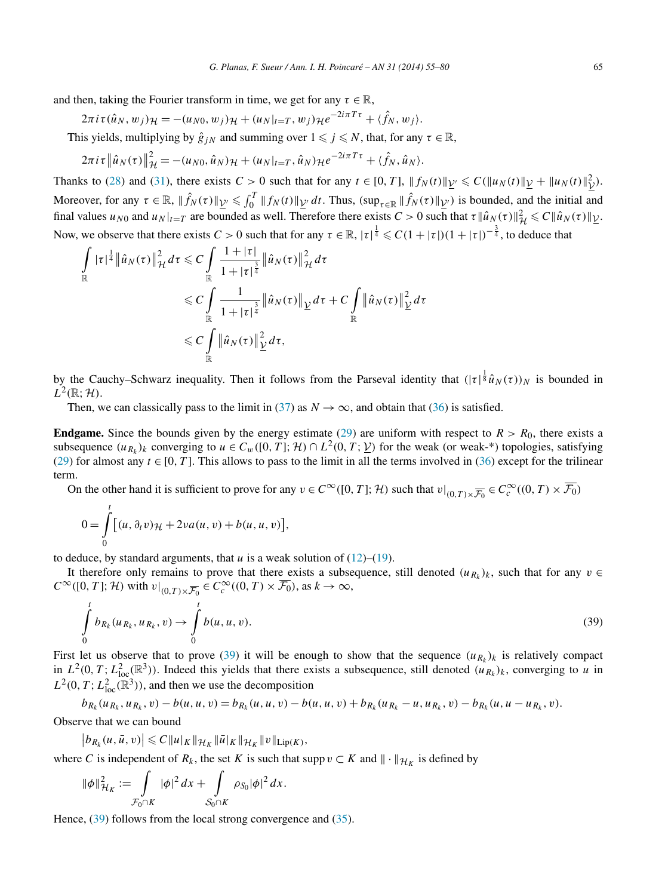and then, taking the Fourier transform in time, we get for any $\tau \in \mathbb{R}$,

$$2\pi i\tau(\hat{u}_N, w_j)_{\mathcal{H}} = -(u_{N0}, w_j)_{\mathcal{H}} + (u_N|_{t=T}, w_j)_{\mathcal{H}} e^{-2i\pi T\tau} + \langle \hat{f}_N, w_j\rangle.$$

This yields, multiplying by $\hat{g}_{jN}$ and summing over $1 \leqslant j \leqslant N$, that, for any $\tau \in \mathbb{R}$,

$$2\pi i\tau\big\|\hat{u}_N(\tau)\big\|^2_{\mathcal{H}} = -(u_{N0}, \hat{u}_N)_{\mathcal{H}} + (u_N|_{t=T}, \hat{u}_N)_{\mathcal{H}} e^{-2i\pi T\tau} + \langle \hat{f}_N, \hat{u}_N\rangle.$$

Thanks to (28) and (31), there exists $C > 0$ such that for any $t \in [0,T]$, $\|f_N(t)\|_{\underline{\mathcal{V}}'} \leqslant C(\|u_N(t)\|_{\underline{\mathcal{V}}} + \|u_N(t)\|^2_{\underline{\mathcal{V}}})$. Moreover, for any $\tau \in \mathbb{R}$, $\|\hat{f}_N(\tau)\|_{\underline{\mathcal{V}}'} \leqslant \int_0^T \|f_N(t)\|_{\underline{\mathcal{V}}'}\,dt$. Thus, $(\sup_{\tau\in\mathbb{R}} \|\hat{f}_N(\tau)\|_{\underline{\mathcal{V}}'})$ is bounded, and the initial and final values $u_{N0}$ and $u_N|_{t=T}$ are bounded as well. Therefore there exists $C > 0$ such that $\tau\|\hat{u}_N(\tau)\|^2_{\mathcal{H}} \leqslant C\|\hat{u}_N(\tau)\|_{\underline{\mathcal{V}}}$. Now, we observe that there exists $C > 0$ such that for any $\tau \in \mathbb{R}$, $|\tau|^{\frac{1}{4}} \leqslant C(1+|\tau|)(1+|\tau|)^{-\frac{3}{4}}$, to deduce that

$$\begin{aligned}
\int_{\mathbb{R}} |\tau|^{\frac{1}{4}}\big\|\hat{u}_N(\tau)\big\|^2_{\mathcal{H}}\,d\tau &\leqslant C\int_{\mathbb{R}} \frac{1+|\tau|}{1+|\tau|^{\frac{3}{4}}}\big\|\hat{u}_N(\tau)\big\|^2_{\mathcal{H}}\,d\tau \\
&\leqslant C\int_{\mathbb{R}} \frac{1}{1+|\tau|^{\frac{3}{4}}}\big\|\hat{u}_N(\tau)\big\|_{\underline{\mathcal{V}}}\,d\tau + C\int_{\mathbb{R}}\big\|\hat{u}_N(\tau)\big\|^2_{\underline{\mathcal{V}}}\,d\tau \\
&\leqslant C\int_{\mathbb{R}}\big\|\hat{u}_N(\tau)\big\|^2_{\underline{\mathcal{V}}}\,d\tau,
\end{aligned}$$

by the Cauchy–Schwarz inequality. Then it follows from the Parseval identity that $(|\tau|^{\frac{1}{8}}\hat{u}_N(\tau))_N$ is bounded in $L^2(\mathbb{R};\mathcal{H})$.

Then, we can classically pass to the limit in (37) as $N \to \infty$, and obtain that (36) is satisfied.

**Endgame.** Since the bounds given by the energy estimate (29) are uniform with respect to $R > R_0$, there exists a subsequence $(u_{R_k})_k$ converging to $u \in C_w([0,T];\mathcal{H}) \cap L^2(0,T;\underline{\mathcal{V}})$ for the weak (or weak-*) topologies, satisfying (29) for almost any $t \in [0,T]$. This allows to pass to the limit in all the terms involved in (36) except for the trilinear term.

On the other hand it is sufficient to prove for any $v \in C^\infty([0,T];\mathcal{H})$ such that $v|_{(0,T)\times\overline{\mathcal{F}_0}} \in C_c^\infty((0,T)\times\overline{\mathcal{F}_0})$

$$0 = \int_0^t \big[(u, \partial_t v)_{\mathcal{H}} + 2\nu a(u,v) + b(u,u,v)\big],$$

to deduce, by standard arguments, that $u$ is a weak solution of (12)–(19).

It therefore only remains to prove that there exists a subsequence, still denoted $(u_{R_k})_k$, such that for any $v \in C^\infty([0,T];\mathcal{H})$ with $v|_{(0,T)\times\overline{\mathcal{F}_0}} \in C_c^\infty((0,T)\times\overline{\mathcal{F}_0})$, as $k \to \infty$,

$$\int_0^t b_{R_k}(u_{R_k}, u_{R_k}, v) \to \int_0^t b(u,u,v). \tag{39}$$

First let us observe that to prove (39) it will be enough to show that the sequence $(u_{R_k})_k$ is relatively compact in $L^2(0,T;L^2_{\mathrm{loc}}(\mathbb{R}^3))$. Indeed this yields that there exists a subsequence, still denoted $(u_{R_k})_k$, converging to $u$ in $L^2(0,T;L^2_{\mathrm{loc}}(\mathbb{R}^3))$, and then we use the decomposition

$$b_{R_k}(u_{R_k}, u_{R_k}, v) - b(u,u,v) = b_{R_k}(u,u,v) - b(u,u,v) + b_{R_k}(u_{R_k} - u, u_{R_k}, v) - b_{R_k}(u, u - u_{R_k}, v).$$

Observe that we can bound

$$\big|b_{R_k}(u,\bar{u},v)\big| \leqslant C\|u|_K\|_{\mathcal{H}_K}\|\bar{u}|_K\|_{\mathcal{H}_K}\|v\|_{\mathrm{Lip}(K)},$$

where $C$ is independent of $R_k$, the set $K$ is such that $\operatorname{supp} v \subset K$ and $\|\cdot\|_{\mathcal{H}_K}$ is defined by

$$\|\phi\|^2_{\mathcal{H}_K} := \int_{\mathcal{F}_0\cap K} |\phi|^2\,dx + \int_{\mathcal{S}_0\cap K} \rho_{S_0}|\phi|^2\,dx.$$

Hence, (39) follows from the local strong convergence and (35).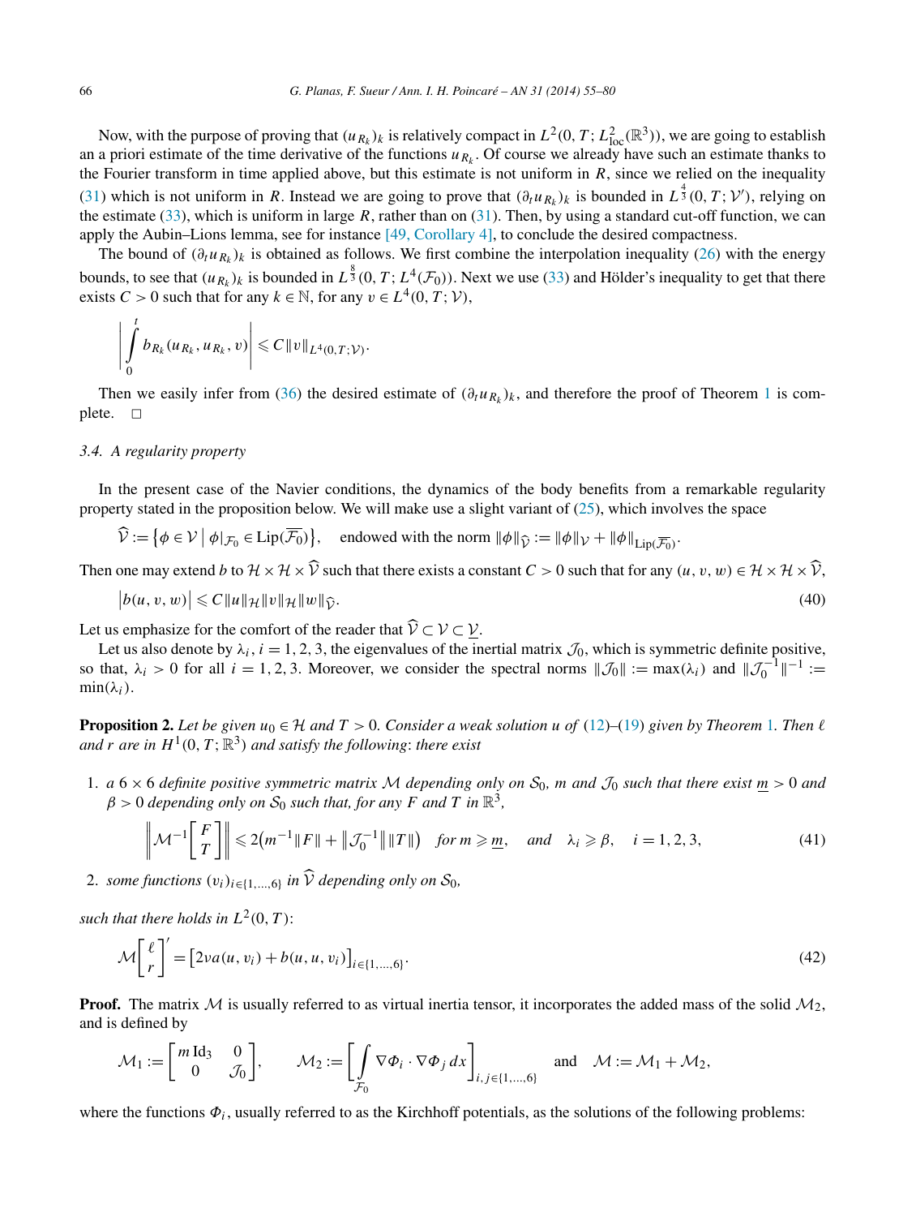Now, with the purpose of proving that $(u_{R_k})_k$ is relatively compact in $L^2(0,T;L^2_{\text{loc}}(\mathbb{R}^3))$, we are going to establish an a priori estimate of the time derivative of the functions $u_{R_k}$. Of course we already have such an estimate thanks to the Fourier transform in time applied above, but this estimate is not uniform in $R$, since we relied on the inequality (31) which is not uniform in $R$. Instead we are going to prove that $(\partial_t u_{R_k})_k$ is bounded in $L^{\frac{4}{3}}(0,T;\mathcal{V}')$, relying on the estimate (33), which is uniform in large $R$, rather than on (31). Then, by using a standard cut-off function, we can apply the Aubin–Lions lemma, see for instance [49, Corollary 4], to conclude the desired compactness.

The bound of $(\partial_t u_{R_k})_k$ is obtained as follows. We first combine the interpolation inequality (26) with the energy bounds, to see that $(u_{R_k})_k$ is bounded in $L^{\frac{8}{3}}(0,T;L^4(\mathcal{F}_0))$. Next we use (33) and Hölder's inequality to get that there exists $C>0$ such that for any $k\in\mathbb{N}$, for any $v\in L^4(0,T;\mathcal{V})$,

$$\left|\int_0^t b_{R_k}(u_{R_k},u_{R_k},v)\right| \leqslant C\|v\|_{L^4(0,T;\mathcal{V})}.$$

Then we easily infer from (36) the desired estimate of $(\partial_t u_{R_k})_k$, and therefore the proof of Theorem 1 is complete. $\square$

### 3.4. A regularity property

In the present case of the Navier conditions, the dynamics of the body benefits from a remarkable regularity property stated in the proposition below. We will make use a slight variant of (25), which involves the space

$$\widehat{\mathcal{V}} := \left\{\phi\in\mathcal{V} \;\middle|\; \phi|_{\mathcal{F}_0}\in \operatorname{Lip}(\overline{\mathcal{F}_0})\right\},\quad \text{endowed with the norm } \|\phi\|_{\widehat{\mathcal{V}}} := \|\phi\|_{\mathcal{V}} + \|\phi\|_{\operatorname{Lip}(\overline{\mathcal{F}_0})}.$$

Then one may extend $b$ to $\mathcal{H}\times\mathcal{H}\times\widehat{\mathcal{V}}$ such that there exists a constant $C>0$ such that for any $(u,v,w)\in\mathcal{H}\times\mathcal{H}\times\widehat{\mathcal{V}}$,

$$\left|b(u,v,w)\right| \leqslant C\|u\|_{\mathcal{H}}\|v\|_{\mathcal{H}}\|w\|_{\widehat{\mathcal{V}}}. \tag{40}$$

Let us emphasize for the comfort of the reader that $\widehat{\mathcal{V}}\subset\mathcal{V}\subset\underline{\mathcal{V}}$.

Let us also denote by $\lambda_i$, $i=1,2,3$, the eigenvalues of the inertial matrix $\mathcal{J}_0$, which is symmetric definite positive, so that, $\lambda_i>0$ for all $i=1,2,3$. Moreover, we consider the spectral norms $\|\mathcal{J}_0\| := \max(\lambda_i)$ and $\|\mathcal{J}_0^{-1}\|^{-1} := \min(\lambda_i)$.

**Proposition 2.** *Let be given $u_0\in\mathcal{H}$ and $T>0$. Consider a weak solution $u$ of (12)–(19) given by Theorem 1. Then $\ell$ and $r$ are in $H^1(0,T;\mathbb{R}^3)$ and satisfy the following: there exist*

1. *a $6\times 6$ definite positive symmetric matrix $\mathcal{M}$ depending only on $\mathcal{S}_0$, $m$ and $\mathcal{J}_0$ such that there exist $\underline{m}>0$ and $\beta>0$ depending only on $\mathcal{S}_0$ such that, for any $F$ and $T$ in $\mathbb{R}^3$,*

$$\left\|\mathcal{M}^{-1}\begin{bmatrix}F\\T\end{bmatrix}\right\| \leqslant 2\left(m^{-1}\|F\| + \left\|\mathcal{J}_0^{-1}\right\|\|T\|\right) \quad \text{for } m\geqslant\underline{m}, \quad \text{and} \quad \lambda_i\geqslant\beta, \quad i=1,2,3, \tag{41}$$

2. *some functions $(v_i)_{i\in\{1,\dots,6\}}$ in $\widehat{\mathcal{V}}$ depending only on $\mathcal{S}_0$,*

*such that there holds in $L^2(0,T)$:*

$$\mathcal{M}\begin{bmatrix}\ell\\r\end{bmatrix}' = \left[2\nu a(u,v_i) + b(u,u,v_i)\right]_{i\in\{1,\dots,6\}}. \tag{42}$$

**Proof.** The matrix $\mathcal{M}$ is usually referred to as virtual inertia tensor, it incorporates the added mass of the solid $\mathcal{M}_2$, and is defined by

$$\mathcal{M}_1 := \begin{bmatrix} m\,\mathrm{Id}_3 & 0\\ 0 & \mathcal{J}_0\end{bmatrix}, \qquad \mathcal{M}_2 := \left[\int_{\mathcal{F}_0}\nabla\Phi_i\cdot\nabla\Phi_j\,dx\right]_{i,j\in\{1,\dots,6\}} \quad \text{and} \quad \mathcal{M} := \mathcal{M}_1+\mathcal{M}_2,$$

where the functions $\Phi_i$, usually referred to as the Kirchhoff potentials, as the solutions of the following problems: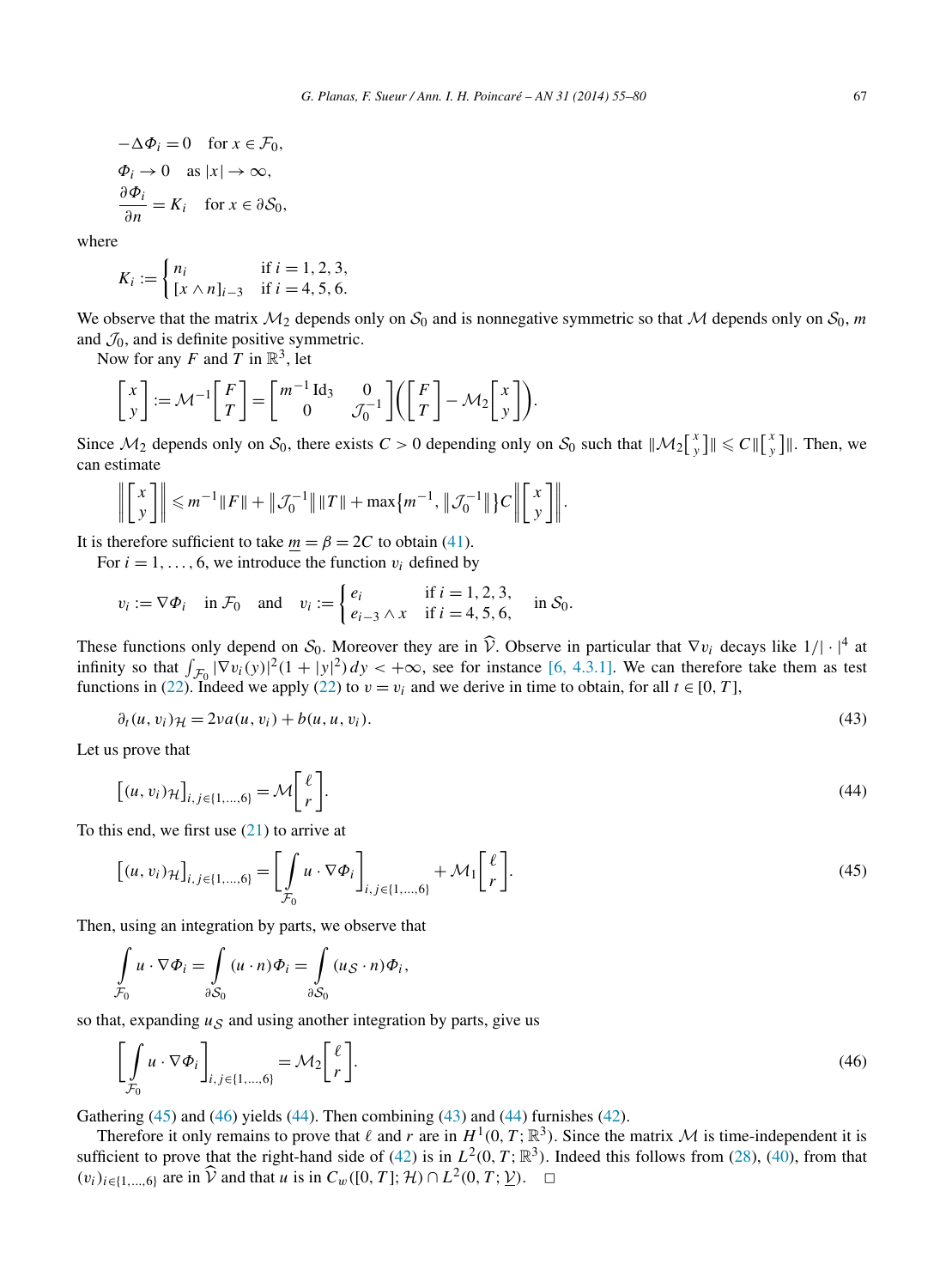$$
\begin{aligned}
&-\Delta \Phi_i = 0 \quad \text{for } x \in \mathcal{F}_0,\\
&\Phi_i \to 0 \quad \text{as } |x| \to \infty,\\
&\frac{\partial \Phi_i}{\partial n} = K_i \quad \text{for } x \in \partial \mathcal{S}_0,
\end{aligned}
$$

where

$$
K_i := \begin{cases} n_i & \text{if } i = 1, 2, 3,\\ [x \wedge n]_{i-3} & \text{if } i = 4, 5, 6.\end{cases}
$$

We observe that the matrix $\mathcal{M}_2$ depends only on $\mathcal{S}_0$ and is nonnegative symmetric so that $\mathcal{M}$ depends only on $\mathcal{S}_0$, $m$ and $\mathcal{J}_0$, and is definite positive symmetric.

Now for any $F$ and $T$ in $\mathbb{R}^3$, let

$$
\begin{bmatrix} x \\ y \end{bmatrix} := \mathcal{M}^{-1} \begin{bmatrix} F \\ T \end{bmatrix} = \begin{bmatrix} m^{-1} \mathrm{Id}_3 & 0 \\ 0 & \mathcal{J}_0^{-1} \end{bmatrix} \left( \begin{bmatrix} F \\ T \end{bmatrix} - \mathcal{M}_2 \begin{bmatrix} x \\ y \end{bmatrix} \right).
$$

Since $\mathcal{M}_2$ depends only on $\mathcal{S}_0$, there exists $C > 0$ depending only on $\mathcal{S}_0$ such that $\|\mathcal{M}_2 \left[\begin{smallmatrix} x \\ y \end{smallmatrix}\right]\| \leqslant C \|\left[\begin{smallmatrix} x \\ y \end{smallmatrix}\right]\|$. Then, we can estimate

$$
\left\| \begin{bmatrix} x \\ y \end{bmatrix} \right\| \leqslant m^{-1} \|F\| + \left\|\mathcal{J}_0^{-1}\right\| \|T\| + \max\left\{m^{-1}, \left\|\mathcal{J}_0^{-1}\right\|\right\} C \left\| \begin{bmatrix} x \\ y \end{bmatrix} \right\|.
$$

It is therefore sufficient to take $\underline{m} = \beta = 2C$ to obtain (41).

For $i = 1, \ldots, 6$, we introduce the function $v_i$ defined by

$$
v_i := \nabla \Phi_i \quad \text{in } \mathcal{F}_0 \quad \text{and} \quad v_i := \begin{cases} e_i & \text{if } i = 1, 2, 3,\\ e_{i-3} \wedge x & \text{if } i = 4, 5, 6,\end{cases} \quad \text{in } \mathcal{S}_0.
$$

These functions only depend on $\mathcal{S}_0$. Moreover they are in $\widehat{\mathcal{V}}$. Observe in particular that $\nabla v_i$ decays like $1/|\cdot|^4$ at infinity so that $\int_{\mathcal{F}_0} |\nabla v_i(y)|^2 (1 + |y|^2)\, dy < +\infty$, see for instance [6, 4.3.1]. We can therefore take them as test functions in (22). Indeed we apply (22) to $v = v_i$ and we derive in time to obtain, for all $t \in [0, T]$,

$$
\partial_t (u, v_i)_{\mathcal{H}} = 2\nu a(u, v_i) + b(u, u, v_i). \tag{43}
$$

Let us prove that

$$
\left[(u, v_i)_{\mathcal{H}}\right]_{i,j \in \{1,\ldots,6\}} = \mathcal{M} \begin{bmatrix} \ell \\ r \end{bmatrix}. \tag{44}
$$

To this end, we first use (21) to arrive at

$$
\left[(u, v_i)_{\mathcal{H}}\right]_{i,j \in \{1,\ldots,6\}} = \left[ \int_{\mathcal{F}_0} u \cdot \nabla \Phi_i \right]_{i,j \in \{1,\ldots,6\}} + \mathcal{M}_1 \begin{bmatrix} \ell \\ r \end{bmatrix}. \tag{45}
$$

Then, using an integration by parts, we observe that

$$
\int_{\mathcal{F}_0} u \cdot \nabla \Phi_i = \int_{\partial \mathcal{S}_0} (u \cdot n) \Phi_i = \int_{\partial \mathcal{S}_0} (u_{\mathcal{S}} \cdot n) \Phi_i,
$$

so that, expanding $u_{\mathcal{S}}$ and using another integration by parts, give us

$$
\left[ \int_{\mathcal{F}_0} u \cdot \nabla \Phi_i \right]_{i,j \in \{1,\ldots,6\}} = \mathcal{M}_2 \begin{bmatrix} \ell \\ r \end{bmatrix}. \tag{46}
$$

Gathering (45) and (46) yields (44). Then combining (43) and (44) furnishes (42).

Therefore it only remains to prove that $\ell$ and $r$ are in $H^1(0, T; \mathbb{R}^3)$. Since the matrix $\mathcal{M}$ is time-independent it is sufficient to prove that the right-hand side of (42) is in $L^2(0, T; \mathbb{R}^3)$. Indeed this follows from (28), (40), from that $(v_i)_{i \in \{1,\ldots,6\}}$ are in $\widehat{\mathcal{V}}$ and that $u$ is in $C_w([0, T]; \mathcal{H}) \cap L^2(0, T; \underline{\mathcal{V}})$. $\square$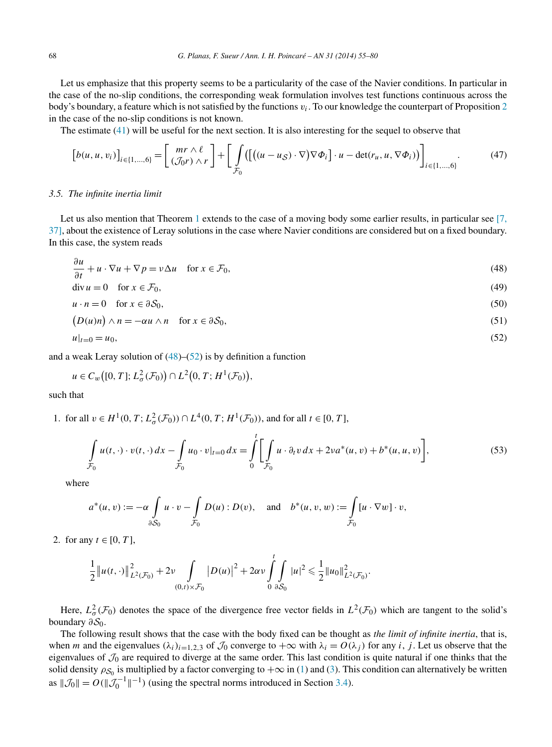Let us emphasize that this property seems to be a particularity of the case of the Navier conditions. In particular in the case of the no-slip conditions, the corresponding weak formulation involves test functions continuous across the body's boundary, a feature which is not satisfied by the functions $v_i$. To our knowledge the counterpart of Proposition 2 in the case of the no-slip conditions is not known.

The estimate (41) will be useful for the next section. It is also interesting for the sequel to observe that

$$\big[b(u,u,v_i)\big]_{i\in\{1,\dots,6\}} = \begin{bmatrix} mr\wedge \ell \\ (\mathcal{J}_0 r)\wedge r \end{bmatrix} + \left[\int_{\mathcal{F}_0} \Big(\big[\big((u-u_{\mathcal{S}})\cdot\nabla\big)\nabla\Phi_i\big]\cdot u - \det(r_u, u, \nabla\Phi_i)\Big)\right]_{i\in\{1,\dots,6\}}. \tag{47}$$

### 3.5. The infinite inertia limit

Let us also mention that Theorem 1 extends to the case of a moving body some earlier results, in particular see [7, 37], about the existence of Leray solutions in the case where Navier conditions are considered but on a fixed boundary. In this case, the system reads

$$\frac{\partial u}{\partial t} + u\cdot\nabla u + \nabla p = \nu\Delta u \quad \text{for } x\in\mathcal{F}_0, \tag{48}$$

$$\operatorname{div} u = 0 \quad \text{for } x\in\mathcal{F}_0, \tag{49}$$

$$u\cdot n = 0 \quad \text{for } x\in\partial\mathcal{S}_0, \tag{50}$$

$$\big(D(u)n\big)\wedge n = -\alpha u\wedge n \quad \text{for } x\in\partial\mathcal{S}_0, \tag{51}$$

$$u|_{t=0} = u_0, \tag{52}$$

and a weak Leray solution of (48)–(52) is by definition a function

$$u\in C_w\big([0,T]; L^2_\sigma(\mathcal{F}_0)\big)\cap L^2\big(0,T; H^1(\mathcal{F}_0)\big),$$

such that

1. for all $v\in H^1(0,T; L^2_\sigma(\mathcal{F}_0))\cap L^4(0,T; H^1(\mathcal{F}_0))$, and for all $t\in[0,T]$,

$$\int_{\mathcal{F}_0} u(t,\cdot)\cdot v(t,\cdot)\,dx - \int_{\mathcal{F}_0} u_0\cdot v|_{t=0}\,dx = \int_0^t \left[\int_{\mathcal{F}_0} u\cdot\partial_t v\,dx + 2\nu a^*(u,v) + b^*(u,u,v)\right], \tag{53}$$

where

$$a^*(u,v) := -\alpha\int_{\partial\mathcal{S}_0} u\cdot v - \int_{\mathcal{F}_0} D(u):D(v), \quad \text{and} \quad b^*(u,v,w) := \int_{\mathcal{F}_0} [u\cdot\nabla w]\cdot v,$$

2. for any $t\in[0,T]$,

$$\frac{1}{2}\big\|u(t,\cdot)\big\|^2_{L^2(\mathcal{F}_0)} + 2\nu\int_{(0,t)\times\mathcal{F}_0} \big|D(u)\big|^2 + 2\alpha\nu\int_0^t\int_{\partial\mathcal{S}_0} |u|^2 \leqslant \frac{1}{2}\|u_0\|^2_{L^2(\mathcal{F}_0)}.$$

Here, $L^2_\sigma(\mathcal{F}_0)$ denotes the space of the divergence free vector fields in $L^2(\mathcal{F}_0)$ which are tangent to the solid's boundary $\partial\mathcal{S}_0$.

The following result shows that the case with the body fixed can be thought as *the limit of infinite inertia*, that is, when $m$ and the eigenvalues $(\lambda_i)_{i=1,2,3}$ of $\mathcal{J}_0$ converge to $+\infty$ with $\lambda_i = O(\lambda_j)$ for any $i$, $j$. Let us observe that the eigenvalues of $\mathcal{J}_0$ are required to diverge at the same order. This last condition is quite natural if one thinks that the solid density $\rho_{\mathcal{S}_0}$ is multiplied by a factor converging to $+\infty$ in (1) and (3). This condition can alternatively be written as $\|\mathcal{J}_0\| = O(\|\mathcal{J}_0^{-1}\|^{-1})$ (using the spectral norms introduced in Section 3.4).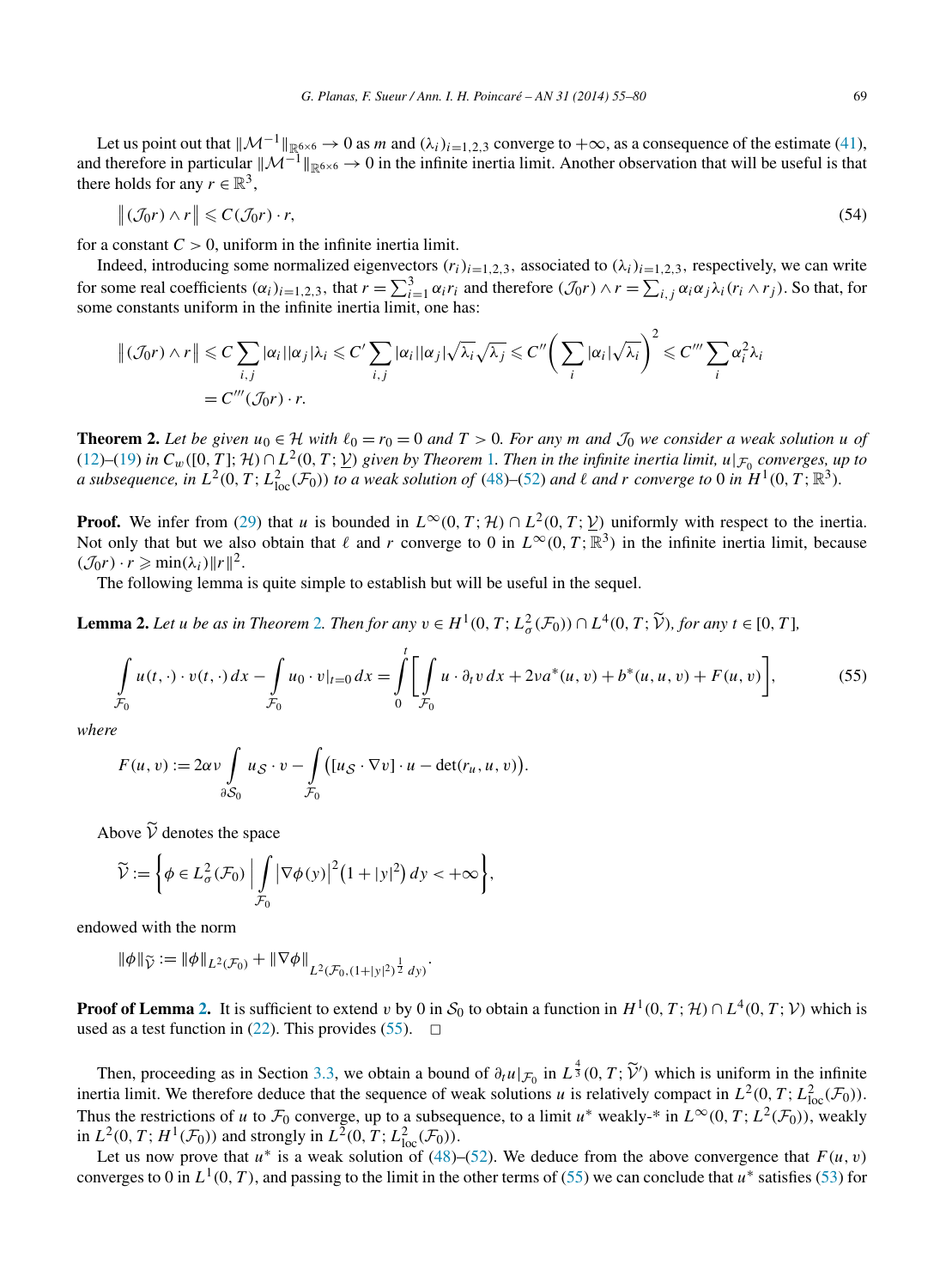Let us point out that $\|\mathcal{M}^{-1}\|_{\mathbb{R}^{6\times 6}} \to 0$ as $m$ and $(\lambda_i)_{i=1,2,3}$ converge to $+\infty$, as a consequence of the estimate (41), and therefore in particular $\|\mathcal{M}^{-1}\|_{\mathbb{R}^{6\times 6}} \to 0$ in the infinite inertia limit. Another observation that will be useful is that there holds for any $r \in \mathbb{R}^3$,

$$\big\|(\mathcal{J}_0 r) \wedge r\big\| \leqslant C(\mathcal{J}_0 r)\cdot r, \tag{54}$$

for a constant $C > 0$, uniform in the infinite inertia limit.

Indeed, introducing some normalized eigenvectors $(r_i)_{i=1,2,3}$, associated to $(\lambda_i)_{i=1,2,3}$, respectively, we can write for some real coefficients $(\alpha_i)_{i=1,2,3}$, that $r = \sum_{i=1}^{3} \alpha_i r_i$ and therefore $(\mathcal{J}_0 r) \wedge r = \sum_{i,j} \alpha_i \alpha_j \lambda_i (r_i \wedge r_j)$. So that, for some constants uniform in the infinite inertia limit, one has:

$$\begin{aligned}
\big\|(\mathcal{J}_0 r) \wedge r\big\| &\leqslant C \sum_{i,j} |\alpha_i||\alpha_j|\lambda_i \leqslant C' \sum_{i,j} |\alpha_i||\alpha_j|\sqrt{\lambda_i}\sqrt{\lambda_j} \leqslant C'' \bigg(\sum_i |\alpha_i|\sqrt{\lambda_i}\bigg)^2 \leqslant C''' \sum_i \alpha_i^2 \lambda_i \\
&= C'''(\mathcal{J}_0 r)\cdot r.
\end{aligned}$$

**Theorem 2.** *Let be given $u_0 \in \mathcal{H}$ with $\ell_0 = r_0 = 0$ and $T > 0$. For any $m$ and $\mathcal{J}_0$ we consider a weak solution $u$ of (12)–(19) in $C_w([0,T];\mathcal{H}) \cap L^2(0,T;\underline{\mathcal{V}})$ given by Theorem 1. Then in the infinite inertia limit, $u|_{\mathcal{F}_0}$ converges, up to a subsequence, in $L^2(0,T;L^2_{\text{loc}}(\mathcal{F}_0))$ to a weak solution of (48)–(52) and $\ell$ and $r$ converge to $0$ in $H^1(0,T;\mathbb{R}^3)$.*

**Proof.** We infer from (29) that $u$ is bounded in $L^\infty(0,T;\mathcal{H}) \cap L^2(0,T;\underline{\mathcal{V}})$ uniformly with respect to the inertia. Not only that but we also obtain that $\ell$ and $r$ converge to $0$ in $L^\infty(0,T;\mathbb{R}^3)$ in the infinite inertia limit, because $(\mathcal{J}_0 r)\cdot r \geqslant \min(\lambda_i)\|r\|^2$.

The following lemma is quite simple to establish but will be useful in the sequel.

**Lemma 2.** *Let $u$ be as in Theorem 2. Then for any $v \in H^1(0,T;L^2_\sigma(\mathcal{F}_0)) \cap L^4(0,T;\widetilde{\mathcal{V}})$, for any $t \in [0,T]$,*

$$\int_{\mathcal{F}_0} u(t,\cdot)\cdot v(t,\cdot)\,dx - \int_{\mathcal{F}_0} u_0 \cdot v|_{t=0}\,dx = \int_0^t \bigg[\int_{\mathcal{F}_0} u \cdot \partial_t v\,dx + 2\nu a^*(u,v) + b^*(u,u,v) + F(u,v)\bigg], \tag{55}$$

*where*

$$F(u,v) := 2\alpha\nu \int_{\partial\mathcal{S}_0} u_{\mathcal{S}} \cdot v - \int_{\mathcal{F}_0} \big([u_{\mathcal{S}}\cdot\nabla v]\cdot u - \det(r_u,u,v)\big).$$

Above $\widetilde{\mathcal{V}}$ denotes the space

$$\widetilde{\mathcal{V}} := \bigg\{\phi \in L^2_\sigma(\mathcal{F}_0) \,\bigg|\, \int_{\mathcal{F}_0} \big|\nabla\phi(y)\big|^2\big(1+|y|^2\big)\,dy < +\infty\bigg\},$$

endowed with the norm

$$\|\phi\|_{\widetilde{\mathcal{V}}} := \|\phi\|_{L^2(\mathcal{F}_0)} + \|\nabla\phi\|_{L^2(\mathcal{F}_0,(1+|y|^2)^{\frac{1}{2}}\,dy)}.$$

**Proof of Lemma 2.** It is sufficient to extend $v$ by $0$ in $\mathcal{S}_0$ to obtain a function in $H^1(0,T;\mathcal{H}) \cap L^4(0,T;\mathcal{V})$ which is used as a test function in (22). This provides (55). $\square$

Then, proceeding as in Section 3.3, we obtain a bound of $\partial_t u|_{\mathcal{F}_0}$ in $L^{\frac{4}{3}}(0,T;\widetilde{\mathcal{V}}')$ which is uniform in the infinite inertia limit. We therefore deduce that the sequence of weak solutions $u$ is relatively compact in $L^2(0,T;L^2_{\text{loc}}(\mathcal{F}_0))$. Thus the restrictions of $u$ to $\mathcal{F}_0$ converge, up to a subsequence, to a limit $u^*$ weakly-* in $L^\infty(0,T;L^2(\mathcal{F}_0))$, weakly in $L^2(0,T;H^1(\mathcal{F}_0))$ and strongly in $L^2(0,T;L^2_{\text{loc}}(\mathcal{F}_0))$.

Let us now prove that $u^*$ is a weak solution of (48)–(52). We deduce from the above convergence that $F(u,v)$ converges to $0$ in $L^1(0,T)$, and passing to the limit in the other terms of (55) we can conclude that $u^*$ satisfies (53) for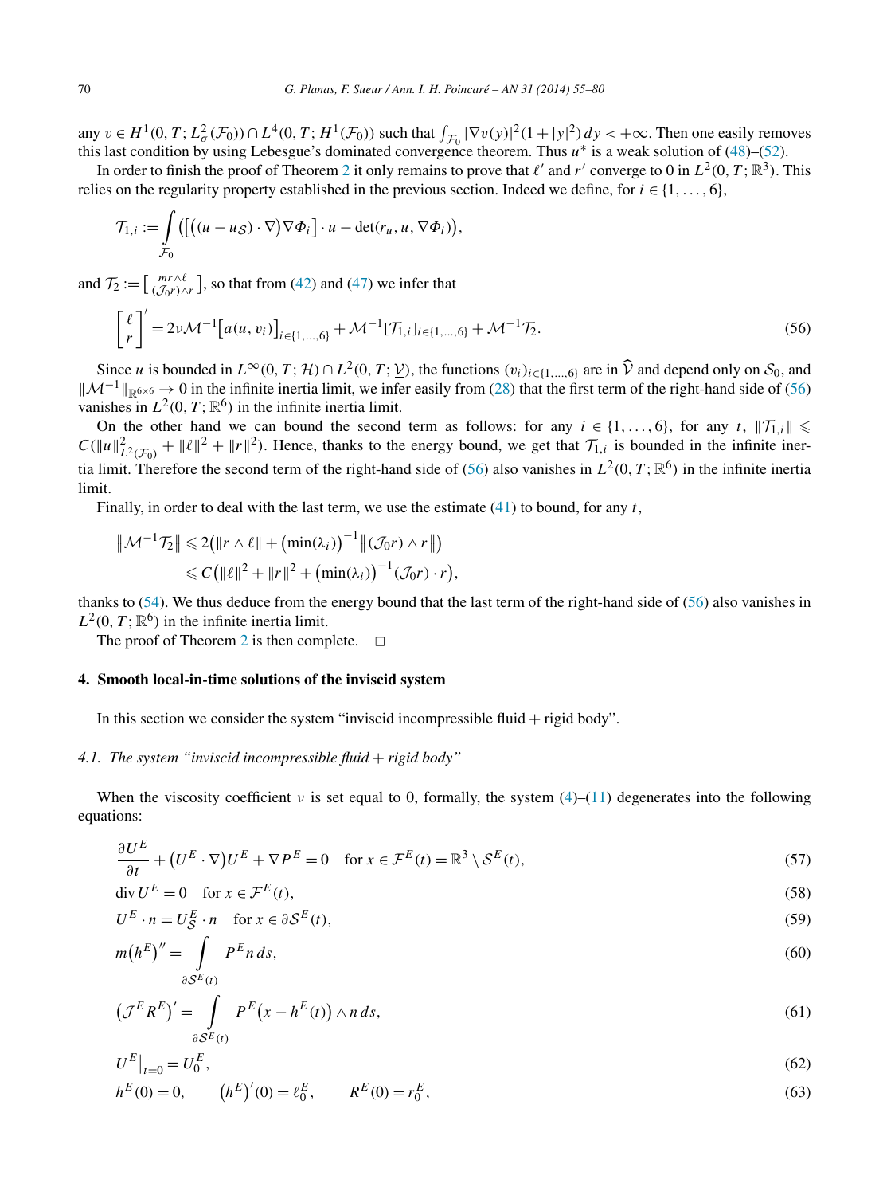any $v \in H^1(0,T;L^2_\sigma(\mathcal{F}_0)) \cap L^4(0,T;H^1(\mathcal{F}_0))$ such that $\int_{\mathcal{F}_0} |\nabla v(y)|^2(1+|y|^2)\,dy < +\infty$. Then one easily removes this last condition by using Lebesgue's dominated convergence theorem. Thus $u^*$ is a weak solution of (48)–(52).

In order to finish the proof of Theorem 2 it only remains to prove that $\ell'$ and $r'$ converge to 0 in $L^2(0,T;\mathbb{R}^3)$. This relies on the regularity property established in the previous section. Indeed we define, for $i \in \{1,\dots,6\}$,

$$\mathcal{T}_{1,i} := \int_{\mathcal{F}_0} \big( \big[ \big( (u - u_{\mathcal{S}}) \cdot \nabla \big) \nabla \Phi_i \big] \cdot u - \det(r_u, u, \nabla \Phi_i) \big),$$

and $\mathcal{T}_2 := \big[ \begin{smallmatrix} mr\wedge\ell \\ (\mathcal{J}_0 r)\wedge r \end{smallmatrix} \big]$, so that from (42) and (47) we infer that

$$\begin{bmatrix} \ell \\ r \end{bmatrix}' = 2\nu \mathcal{M}^{-1} \big[ a(u, v_i) \big]_{i \in \{1,\dots,6\}} + \mathcal{M}^{-1} [\mathcal{T}_{1,i}]_{i \in \{1,\dots,6\}} + \mathcal{M}^{-1} \mathcal{T}_2. \tag{56}$$

Since $u$ is bounded in $L^\infty(0,T;\mathcal{H}) \cap L^2(0,T;\underline{\mathcal{V}})$, the functions $(v_i)_{i \in \{1,\dots,6\}}$ are in $\widehat{\mathcal{V}}$ and depend only on $\mathcal{S}_0$, and $\|\mathcal{M}^{-1}\|_{\mathbb{R}^{6\times 6}} \to 0$ in the infinite inertia limit, we infer easily from (28) that the first term of the right-hand side of (56) vanishes in $L^2(0,T;\mathbb{R}^6)$ in the infinite inertia limit.

On the other hand we can bound the second term as follows: for any $i \in \{1,\dots,6\}$, for any $t$, $\|\mathcal{T}_{1,i}\| \leqslant C(\|u\|^2_{L^2(\mathcal{F}_0)} + \|\ell\|^2 + \|r\|^2)$. Hence, thanks to the energy bound, we get that $\mathcal{T}_{1,i}$ is bounded in the infinite inertia limit. Therefore the second term of the right-hand side of (56) also vanishes in $L^2(0,T;\mathbb{R}^6)$ in the infinite inertia limit.

Finally, in order to deal with the last term, we use the estimate (41) to bound, for any $t$,

$$\begin{aligned} \|\mathcal{M}^{-1}\mathcal{T}_2\| &\leqslant 2\big( \|r \wedge \ell\| + \big(\min(\lambda_i)\big)^{-1} \big\| (\mathcal{J}_0 r) \wedge r \big\| \big) \\ &\leqslant C\big( \|\ell\|^2 + \|r\|^2 + \big(\min(\lambda_i)\big)^{-1} (\mathcal{J}_0 r) \cdot r \big), \end{aligned}$$

thanks to (54). We thus deduce from the energy bound that the last term of the right-hand side of (56) also vanishes in $L^2(0,T;\mathbb{R}^6)$ in the infinite inertia limit.

The proof of Theorem 2 is then complete. □

## 4. Smooth local-in-time solutions of the inviscid system

In this section we consider the system "inviscid incompressible fluid + rigid body".

### 4.1. The system "inviscid incompressible fluid + rigid body"

When the viscosity coefficient $\nu$ is set equal to 0, formally, the system (4)–(11) degenerates into the following equations:

$$\frac{\partial U^E}{\partial t} + \big(U^E \cdot \nabla\big) U^E + \nabla P^E = 0 \quad \text{for } x \in \mathcal{F}^E(t) = \mathbb{R}^3 \setminus \mathcal{S}^E(t), \tag{57}$$

$$\operatorname{div} U^E = 0 \quad \text{for } x \in \mathcal{F}^E(t), \tag{58}$$

$$U^E \cdot n = U^E_{\mathcal{S}} \cdot n \quad \text{for } x \in \partial\mathcal{S}^E(t), \tag{59}$$

$$m\big(h^E\big)'' = \int_{\partial\mathcal{S}^E(t)} P^E n\, ds, \tag{60}$$

$$\big(\mathcal{J}^E R^E\big)' = \int_{\partial\mathcal{S}^E(t)} P^E \big(x - h^E(t)\big) \wedge n\, ds, \tag{61}$$

$$U^E\big|_{t=0} = U^E_0, \tag{62}$$

$$h^E(0) = 0, \qquad \big(h^E\big)'(0) = \ell^E_0, \qquad R^E(0) = r^E_0, \tag{63}$$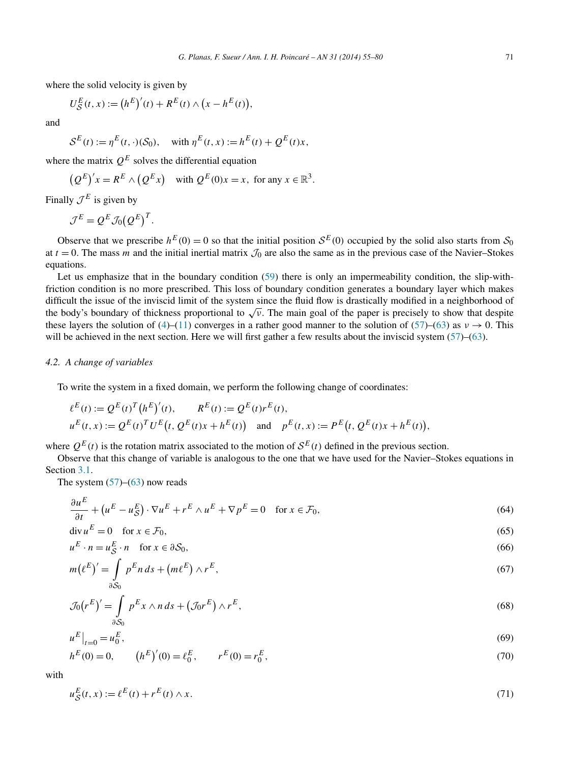where the solid velocity is given by

$$U^E_{\mathcal{S}}(t,x) := \big(h^E\big)'(t) + R^E(t) \wedge \big(x - h^E(t)\big),$$

and

$$\mathcal{S}^E(t) := \eta^E(t,\cdot)(\mathcal{S}_0), \quad \text{with } \eta^E(t,x) := h^E(t) + Q^E(t)x,$$

where the matrix $Q^E$ solves the differential equation

$$\big(Q^E\big)'x = R^E \wedge \big(Q^E x\big) \quad \text{with } Q^E(0)x = x, \text{ for any } x \in \mathbb{R}^3.$$

Finally $\mathcal{J}^E$ is given by

$$\mathcal{J}^E = Q^E \mathcal{J}_0 \big(Q^E\big)^T.$$

Observe that we prescribe $h^E(0) = 0$ so that the initial position $\mathcal{S}^E(0)$ occupied by the solid also starts from $\mathcal{S}_0$ at $t = 0$. The mass $m$ and the initial inertial matrix $\mathcal{J}_0$ are also the same as in the previous case of the Navier–Stokes equations.

Let us emphasize that in the boundary condition (59) there is only an impermeability condition, the slip-with-friction condition is no more prescribed. This loss of boundary condition generates a boundary layer which makes difficult the issue of the inviscid limit of the system since the fluid flow is drastically modified in a neighborhood of the body's boundary of thickness proportional to $\sqrt{\nu}$. The main goal of the paper is precisely to show that despite these layers the solution of (4)–(11) converges in a rather good manner to the solution of (57)–(63) as $\nu \to 0$. This will be achieved in the next section. Here we will first gather a few results about the inviscid system (57)–(63).

### 4.2. A change of variables

To write the system in a fixed domain, we perform the following change of coordinates:

$$\ell^E(t) := Q^E(t)^T \big(h^E\big)'(t), \qquad R^E(t) := Q^E(t) r^E(t),$$
$$u^E(t,x) := Q^E(t)^T U^E\big(t, Q^E(t)x + h^E(t)\big) \quad \text{and} \quad p^E(t,x) := P^E\big(t, Q^E(t)x + h^E(t)\big),$$

where $Q^E(t)$ is the rotation matrix associated to the motion of $\mathcal{S}^E(t)$ defined in the previous section.

Observe that this change of variable is analogous to the one that we have used for the Navier–Stokes equations in Section 3.1.

The system (57)–(63) now reads

$$\frac{\partial u^E}{\partial t} + \big(u^E - u^E_{\mathcal{S}}\big) \cdot \nabla u^E + r^E \wedge u^E + \nabla p^E = 0 \quad \text{for } x \in \mathcal{F}_0, \tag{64}$$

$$\operatorname{div} u^E = 0 \quad \text{for } x \in \mathcal{F}_0, \tag{65}$$

$$u^E \cdot n = u^E_{\mathcal{S}} \cdot n \quad \text{for } x \in \partial\mathcal{S}_0, \tag{66}$$

$$m\big(\ell^E\big)' = \int_{\partial\mathcal{S}_0} p^E n \, ds + \big(m\ell^E\big) \wedge r^E, \tag{67}$$

$$\mathcal{J}_0\big(r^E\big)' = \int_{\partial\mathcal{S}_0} p^E x \wedge n \, ds + \big(\mathcal{J}_0 r^E\big) \wedge r^E, \tag{68}$$

$$u^E\big|_{t=0} = u^E_0, \tag{69}$$

$$h^E(0) = 0, \qquad \big(h^E\big)'(0) = \ell^E_0, \qquad r^E(0) = r^E_0, \tag{70}$$

with

$$u^E_{\mathcal{S}}(t,x) := \ell^E(t) + r^E(t) \wedge x. \tag{71}$$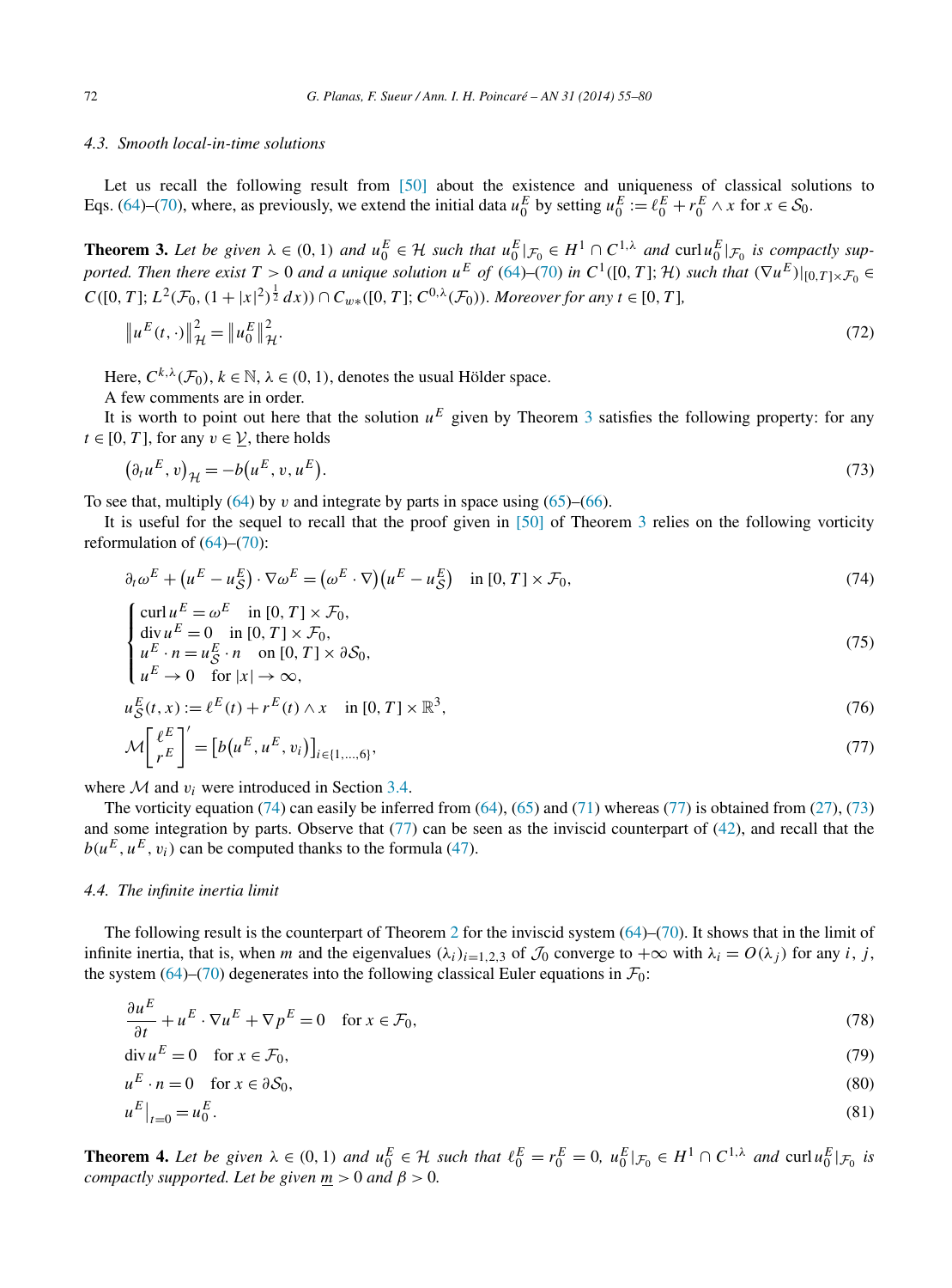### 4.3. Smooth local-in-time solutions

Let us recall the following result from [50] about the existence and uniqueness of classical solutions to Eqs. (64)–(70), where, as previously, we extend the initial data $u_0^E$ by setting $u_0^E := \ell_0^E + r_0^E \wedge x$ for $x \in \mathcal{S}_0$.

**Theorem 3.** *Let be given $\lambda \in (0,1)$ and $u_0^E \in \mathcal{H}$ such that $u_0^E|_{\mathcal{F}_0} \in H^1 \cap C^{1,\lambda}$ and $\operatorname{curl} u_0^E|_{\mathcal{F}_0}$ is compactly supported. Then there exist $T > 0$ and a unique solution $u^E$ of (64)–(70) in $C^1([0,T];\mathcal{H})$ such that $(\nabla u^E)|_{[0,T]\times\mathcal{F}_0} \in C([0,T];L^2(\mathcal{F}_0,(1+|x|^2)^{\frac{1}{2}}\,dx)) \cap C_{w*}([0,T];C^{0,\lambda}(\mathcal{F}_0))$. Moreover for any $t \in [0,T]$,*

$$\|u^E(t,\cdot)\|_{\mathcal{H}}^2 = \|u_0^E\|_{\mathcal{H}}^2. \tag{72}$$

Here, $C^{k,\lambda}(\mathcal{F}_0)$, $k \in \mathbb{N}$, $\lambda \in (0,1)$, denotes the usual Hölder space.

A few comments are in order.

It is worth to point out here that the solution $u^E$ given by Theorem 3 satisfies the following property: for any $t \in [0,T]$, for any $v \in \underline{\mathcal{V}}$, there holds

$$\left(\partial_t u^E, v\right)_{\mathcal{H}} = -b\left(u^E, v, u^E\right). \tag{73}$$

To see that, multiply (64) by $v$ and integrate by parts in space using (65)–(66).

It is useful for the sequel to recall that the proof given in [50] of Theorem 3 relies on the following vorticity reformulation of (64)–(70):

$$\partial_t \omega^E + \left(u^E - u_{\mathcal{S}}^E\right)\cdot\nabla\omega^E = \left(\omega^E\cdot\nabla\right)\left(u^E - u_{\mathcal{S}}^E\right) \quad \text{in } [0,T]\times\mathcal{F}_0, \tag{74}$$

$$\begin{cases} \operatorname{curl} u^E = \omega^E \quad \text{in } [0,T]\times\mathcal{F}_0, \\ \operatorname{div} u^E = 0 \quad \text{in } [0,T]\times\mathcal{F}_0, \\ u^E\cdot n = u_{\mathcal{S}}^E\cdot n \quad \text{on } [0,T]\times\partial\mathcal{S}_0, \\ u^E \to 0 \quad \text{for } |x|\to\infty, \end{cases} \tag{75}$$

$$u_{\mathcal{S}}^E(t,x) := \ell^E(t) + r^E(t)\wedge x \quad \text{in } [0,T]\times\mathbb{R}^3, \tag{76}$$

$$\mathcal{M}\begin{bmatrix} \ell^E \\ r^E \end{bmatrix}' = \left[b\left(u^E,u^E,v_i\right)\right]_{i\in\{1,\dots,6\}}, \tag{77}$$

where $\mathcal{M}$ and $v_i$ were introduced in Section 3.4.

The vorticity equation (74) can easily be inferred from (64), (65) and (71) whereas (77) is obtained from (27), (73) and some integration by parts. Observe that (77) can be seen as the inviscid counterpart of (42), and recall that the $b(u^E,u^E,v_i)$ can be computed thanks to the formula (47).

### 4.4. The infinite inertia limit

The following result is the counterpart of Theorem 2 for the inviscid system (64)–(70). It shows that in the limit of infinite inertia, that is, when $m$ and the eigenvalues $(\lambda_i)_{i=1,2,3}$ of $\mathcal{J}_0$ converge to $+\infty$ with $\lambda_i = O(\lambda_j)$ for any $i$, $j$, the system (64)–(70) degenerates into the following classical Euler equations in $\mathcal{F}_0$:

$$\frac{\partial u^E}{\partial t} + u^E\cdot\nabla u^E + \nabla p^E = 0 \quad \text{for } x \in \mathcal{F}_0, \tag{78}$$

$$\operatorname{div} u^E = 0 \quad \text{for } x \in \mathcal{F}_0, \tag{79}$$

$$u^E\cdot n = 0 \quad \text{for } x \in \partial\mathcal{S}_0, \tag{80}$$

$$u^E|_{t=0} = u_0^E. \tag{81}$$

**Theorem 4.** *Let be given $\lambda \in (0,1)$ and $u_0^E \in \mathcal{H}$ such that $\ell_0^E = r_0^E = 0$, $u_0^E|_{\mathcal{F}_0} \in H^1 \cap C^{1,\lambda}$ and $\operatorname{curl} u_0^E|_{\mathcal{F}_0}$ is compactly supported. Let be given $\underline{m} > 0$ and $\beta > 0$.*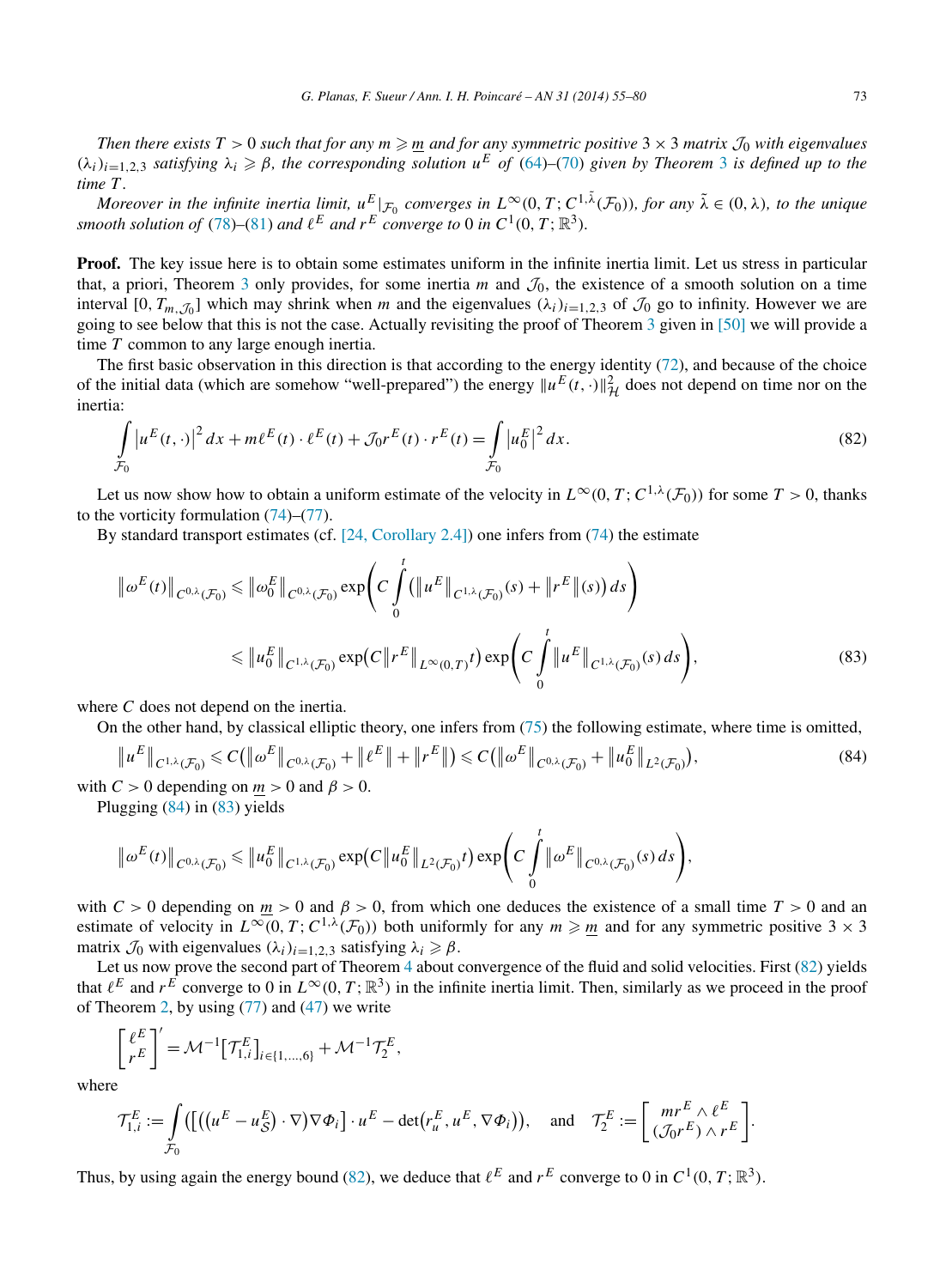*Then there exists $T > 0$ such that for any $m \geqslant \underline{m}$ and for any symmetric positive $3 \times 3$ matrix $\mathcal{J}_0$ with eigenvalues $(\lambda_i)_{i=1,2,3}$ satisfying $\lambda_i \geqslant \beta$, the corresponding solution $u^E$ of (64)–(70) given by Theorem 3 is defined up to the time $T$.*

*Moreover in the infinite inertia limit, $u^E|_{\mathcal{F}_0}$ converges in $L^\infty(0,T; C^{1,\tilde{\lambda}}(\mathcal{F}_0))$, for any $\tilde{\lambda} \in (0,\lambda)$, to the unique smooth solution of (78)–(81) and $\ell^E$ and $r^E$ converge to 0 in $C^1(0,T;\mathbb{R}^3)$.*

**Proof.** The key issue here is to obtain some estimates uniform in the infinite inertia limit. Let us stress in particular that, a priori, Theorem 3 only provides, for some inertia $m$ and $\mathcal{J}_0$, the existence of a smooth solution on a time interval $[0, T_{m,\mathcal{J}_0}]$ which may shrink when $m$ and the eigenvalues $(\lambda_i)_{i=1,2,3}$ of $\mathcal{J}_0$ go to infinity. However we are going to see below that this is not the case. Actually revisiting the proof of Theorem 3 given in [50] we will provide a time $T$ common to any large enough inertia.

The first basic observation in this direction is that according to the energy identity (72), and because of the choice of the initial data (which are somehow "well-prepared") the energy $\|u^E(t,\cdot)\|^2_{\mathcal{H}}$ does not depend on time nor on the inertia:

$$\int_{\mathcal{F}_0} \left|u^E(t,\cdot)\right|^2 dx + m\ell^E(t)\cdot\ell^E(t) + \mathcal{J}_0 r^E(t)\cdot r^E(t) = \int_{\mathcal{F}_0} \left|u_0^E\right|^2 dx. \tag{82}$$

Let us now show how to obtain a uniform estimate of the velocity in $L^\infty(0,T;C^{1,\lambda}(\mathcal{F}_0))$ for some $T>0$, thanks to the vorticity formulation (74)–(77).

By standard transport estimates (cf. [24, Corollary 2.4]) one infers from (74) the estimate

$$\begin{aligned}
\left\|\omega^E(t)\right\|_{C^{0,\lambda}(\mathcal{F}_0)} &\leqslant \left\|\omega_0^E\right\|_{C^{0,\lambda}(\mathcal{F}_0)} \exp\left(C\int_0^t \left(\left\|u^E\right\|_{C^{1,\lambda}(\mathcal{F}_0)}(s) + \left\|r^E\right\|(s)\right) ds\right) \\
&\leqslant \left\|u_0^E\right\|_{C^{1,\lambda}(\mathcal{F}_0)} \exp\left(C\left\|r^E\right\|_{L^\infty(0,T)} t\right) \exp\left(C\int_0^t \left\|u^E\right\|_{C^{1,\lambda}(\mathcal{F}_0)}(s)\, ds\right),
\end{aligned} \tag{83}$$

where $C$ does not depend on the inertia.

On the other hand, by classical elliptic theory, one infers from (75) the following estimate, where time is omitted,

$$\left\|u^E\right\|_{C^{1,\lambda}(\mathcal{F}_0)} \leqslant C\left(\left\|\omega^E\right\|_{C^{0,\lambda}(\mathcal{F}_0)} + \left\|\ell^E\right\| + \left\|r^E\right\|\right) \leqslant C\left(\left\|\omega^E\right\|_{C^{0,\lambda}(\mathcal{F}_0)} + \left\|u_0^E\right\|_{L^2(\mathcal{F}_0)}\right), \tag{84}$$

with $C>0$ depending on $\underline{m}>0$ and $\beta>0$.

Plugging (84) in (83) yields

$$\left\|\omega^E(t)\right\|_{C^{0,\lambda}(\mathcal{F}_0)} \leqslant \left\|u_0^E\right\|_{C^{1,\lambda}(\mathcal{F}_0)} \exp\left(C\left\|u_0^E\right\|_{L^2(\mathcal{F}_0)} t\right) \exp\left(C\int_0^t \left\|\omega^E\right\|_{C^{0,\lambda}(\mathcal{F}_0)}(s)\, ds\right),$$

with $C>0$ depending on $\underline{m}>0$ and $\beta>0$, from which one deduces the existence of a small time $T>0$ and an estimate of velocity in $L^\infty(0,T;C^{1,\lambda}(\mathcal{F}_0))$ both uniformly for any $m \geqslant \underline{m}$ and for any symmetric positive $3\times 3$ matrix $\mathcal{J}_0$ with eigenvalues $(\lambda_i)_{i=1,2,3}$ satisfying $\lambda_i \geqslant \beta$.

Let us now prove the second part of Theorem 4 about convergence of the fluid and solid velocities. First (82) yields that $\ell^E$ and $r^E$ converge to 0 in $L^\infty(0,T;\mathbb{R}^3)$ in the infinite inertia limit. Then, similarly as we proceed in the proof of Theorem 2, by using (77) and (47) we write

$$\begin{bmatrix} \ell^E \\ r^E \end{bmatrix}' = \mathcal{M}^{-1}\left[\mathcal{T}_{1,i}^E\right]_{i\in\{1,\ldots,6\}} + \mathcal{M}^{-1}\mathcal{T}_2^E,$$

where

$$\mathcal{T}_{1,i}^E := \int_{\mathcal{F}_0} \left(\left[\left(\left(u^E - u_{\mathcal{S}}^E\right)\cdot\nabla\right)\nabla\Phi_i\right]\cdot u^E - \det\left(r_u^E, u^E, \nabla\Phi_i\right)\right), \quad \text{and} \quad \mathcal{T}_2^E := \begin{bmatrix} m r^E \wedge \ell^E \\ (\mathcal{J}_0 r^E)\wedge r^E \end{bmatrix}.$$

Thus, by using again the energy bound (82), we deduce that $\ell^E$ and $r^E$ converge to 0 in $C^1(0,T;\mathbb{R}^3)$.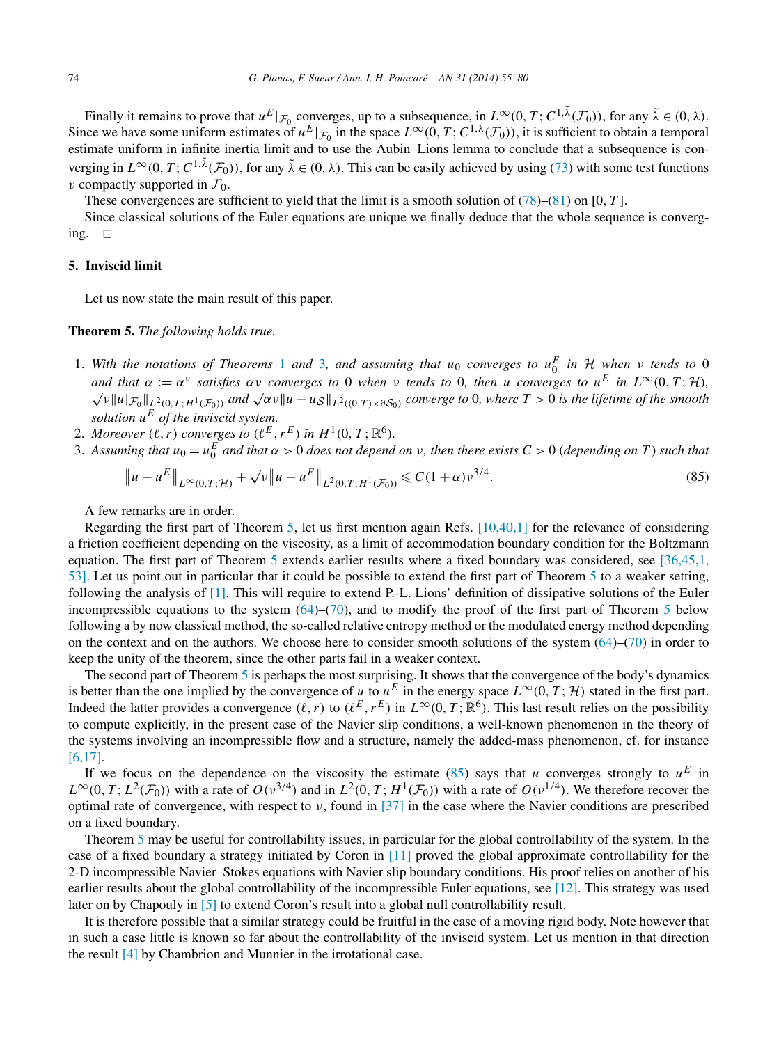Finally it remains to prove that $u^E|_{\mathcal{F}_0}$ converges, up to a subsequence, in $L^\infty(0,T;C^{1,\tilde{\lambda}}(\mathcal{F}_0))$, for any $\tilde{\lambda} \in (0,\lambda)$. Since we have some uniform estimates of $u^E|_{\mathcal{F}_0}$ in the space $L^\infty(0,T;C^{1,\lambda}(\mathcal{F}_0))$, it is sufficient to obtain a temporal estimate uniform in infinite inertia limit and to use the Aubin–Lions lemma to conclude that a subsequence is converging in $L^\infty(0,T;C^{1,\tilde{\lambda}}(\mathcal{F}_0))$, for any $\tilde{\lambda} \in (0,\lambda)$. This can be easily achieved by using (73) with some test functions $v$ compactly supported in $\mathcal{F}_0$.

These convergences are sufficient to yield that the limit is a smooth solution of (78)–(81) on $[0,T]$.

Since classical solutions of the Euler equations are unique we finally deduce that the whole sequence is converging. □

## 5. Inviscid limit

Let us now state the main result of this paper.

**Theorem 5.** *The following holds true.*

1. *With the notations of Theorems 1 and 3, and assuming that $u_0$ converges to $u_0^E$ in $\mathcal{H}$ when $\nu$ tends to 0 and that $\alpha := \alpha^\nu$ satisfies $\alpha\nu$ converges to 0 when $\nu$ tends to 0, then $u$ converges to $u^E$ in $L^\infty(0,T;\mathcal{H})$, $\sqrt{\nu}\|u|_{\mathcal{F}_0}\|_{L^2(0,T;H^1(\mathcal{F}_0))}$ and $\sqrt{\alpha\nu}\|u - u_{\mathcal{S}}\|_{L^2((0,T)\times\partial\mathcal{S}_0)}$ converge to 0, where $T>0$ is the lifetime of the smooth solution $u^E$ of the inviscid system.*
2. *Moreover $(\ell,r)$ converges to $(\ell^E,r^E)$ in $H^1(0,T;\mathbb{R}^6)$.*
3. *Assuming that $u_0 = u_0^E$ and that $\alpha > 0$ does not depend on $\nu$, then there exists $C>0$ (depending on $T$) such that*

$$\left\|u-u^E\right\|_{L^\infty(0,T;\mathcal{H})} + \sqrt{\nu}\left\|u-u^E\right\|_{L^2(0,T;H^1(\mathcal{F}_0))} \leqslant C(1+\alpha)\nu^{3/4}. \tag{85}$$

A few remarks are in order.

Regarding the first part of Theorem 5, let us first mention again Refs. [10,40,1] for the relevance of considering a friction coefficient depending on the viscosity, as a limit of accommodation boundary condition for the Boltzmann equation. The first part of Theorem 5 extends earlier results where a fixed boundary was considered, see [36,45,1,53]. Let us point out in particular that it could be possible to extend the first part of Theorem 5 to a weaker setting, following the analysis of [1]. This will require to extend P.-L. Lions' definition of dissipative solutions of the Euler incompressible equations to the system (64)–(70), and to modify the proof of the first part of Theorem 5 below following a by now classical method, the so-called relative entropy method or the modulated energy method depending on the context and on the authors. We choose here to consider smooth solutions of the system (64)–(70) in order to keep the unity of the theorem, since the other parts fail in a weaker context.

The second part of Theorem 5 is perhaps the most surprising. It shows that the convergence of the body's dynamics is better than the one implied by the convergence of $u$ to $u^E$ in the energy space $L^\infty(0,T;\mathcal{H})$ stated in the first part. Indeed the latter provides a convergence $(\ell,r)$ to $(\ell^E,r^E)$ in $L^\infty(0,T;\mathbb{R}^6)$. This last result relies on the possibility to compute explicitly, in the present case of the Navier slip conditions, a well-known phenomenon in the theory of the systems involving an incompressible flow and a structure, namely the added-mass phenomenon, cf. for instance [6,17].

If we focus on the dependence on the viscosity the estimate (85) says that $u$ converges strongly to $u^E$ in $L^\infty(0,T;L^2(\mathcal{F}_0))$ with a rate of $O(\nu^{3/4})$ and in $L^2(0,T;H^1(\mathcal{F}_0))$ with a rate of $O(\nu^{1/4})$. We therefore recover the optimal rate of convergence, with respect to $\nu$, found in [37] in the case where the Navier conditions are prescribed on a fixed boundary.

Theorem 5 may be useful for controllability issues, in particular for the global controllability of the system. In the case of a fixed boundary a strategy initiated by Coron in [11] proved the global approximate controllability for the 2-D incompressible Navier–Stokes equations with Navier slip boundary conditions. His proof relies on another of his earlier results about the global controllability of the incompressible Euler equations, see [12]. This strategy was used later on by Chapouly in [5] to extend Coron's result into a global null controllability result.

It is therefore possible that a similar strategy could be fruitful in the case of a moving rigid body. Note however that in such a case little is known so far about the controllability of the inviscid system. Let us mention in that direction the result [4] by Chambrion and Munnier in the irrotational case.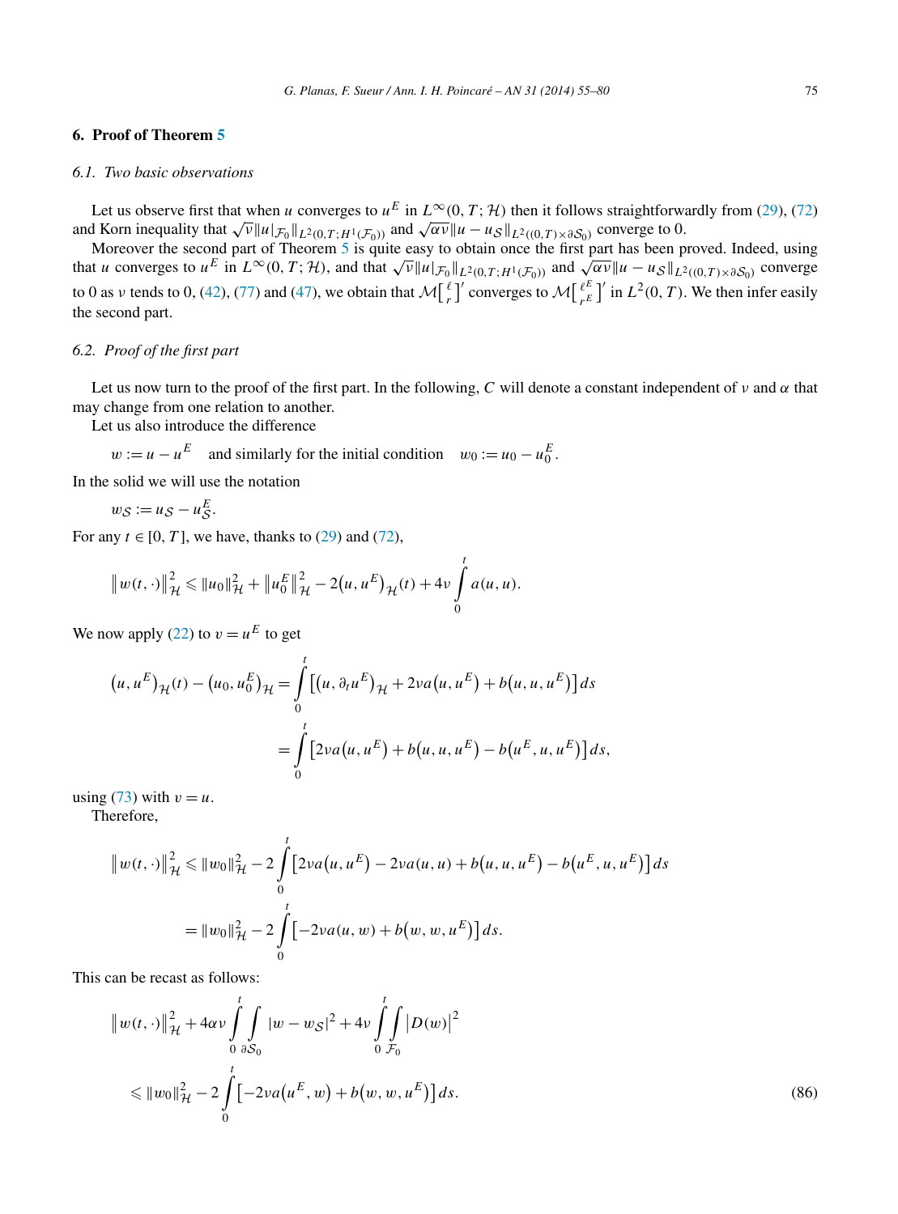## 6. Proof of Theorem 5

### 6.1. Two basic observations

Let us observe first that when $u$ converges to $u^E$ in $L^\infty(0,T;\mathcal{H})$ then it follows straightforwardly from (29), (72) and Korn inequality that $\sqrt{\nu}\|u|_{\mathcal{F}_0}\|_{L^2(0,T;H^1(\mathcal{F}_0))}$ and $\sqrt{\alpha\nu}\|u-u_{\mathcal{S}}\|_{L^2((0,T)\times\partial\mathcal{S}_0)}$ converge to 0.

Moreover the second part of Theorem 5 is quite easy to obtain once the first part has been proved. Indeed, using that $u$ converges to $u^E$ in $L^\infty(0,T;\mathcal{H})$, and that $\sqrt{\nu}\|u|_{\mathcal{F}_0}\|_{L^2(0,T;H^1(\mathcal{F}_0))}$ and $\sqrt{\alpha\nu}\|u-u_{\mathcal{S}}\|_{L^2((0,T)\times\partial\mathcal{S}_0)}$ converge to 0 as $\nu$ tends to 0, (42), (77) and (47), we obtain that $\mathcal{M}\begin{bmatrix}\ell\\ r\end{bmatrix}'$ converges to $\mathcal{M}\begin{bmatrix}\ell^E\\ r^E\end{bmatrix}'$ in $L^2(0,T)$. We then infer easily the second part.

### 6.2. Proof of the first part

Let us now turn to the proof of the first part. In the following, $C$ will denote a constant independent of $\nu$ and $\alpha$ that may change from one relation to another.

Let us also introduce the difference

$$w := u - u^E \quad \text{and similarly for the initial condition} \quad w_0 := u_0 - u_0^E.$$

In the solid we will use the notation

$$w_{\mathcal{S}} := u_{\mathcal{S}} - u_{\mathcal{S}}^E.$$

For any $t \in [0,T]$, we have, thanks to (29) and (72),

$$\|w(t,\cdot)\|_{\mathcal{H}}^2 \leqslant \|u_0\|_{\mathcal{H}}^2 + \|u_0^E\|_{\mathcal{H}}^2 - 2(u,u^E)_{\mathcal{H}}(t) + 4\nu\int_0^t a(u,u).$$

We now apply (22) to $v = u^E$ to get

$$\begin{aligned}
(u,u^E)_{\mathcal{H}}(t) - (u_0,u_0^E)_{\mathcal{H}} &= \int_0^t \left[(u,\partial_t u^E)_{\mathcal{H}} + 2\nu a(u,u^E) + b(u,u,u^E)\right] ds \\
&= \int_0^t \left[2\nu a(u,u^E) + b(u,u,u^E) - b(u^E,u,u^E)\right] ds,
\end{aligned}$$

using (73) with $v = u$.

Therefore,

$$\begin{aligned}
\|w(t,\cdot)\|_{\mathcal{H}}^2 &\leqslant \|w_0\|_{\mathcal{H}}^2 - 2\int_0^t \left[2\nu a(u,u^E) - 2\nu a(u,u) + b(u,u,u^E) - b(u^E,u,u^E)\right] ds \\
&= \|w_0\|_{\mathcal{H}}^2 - 2\int_0^t \left[-2\nu a(u,w) + b(w,w,u^E)\right] ds.
\end{aligned}$$

This can be recast as follows:

$$\begin{aligned}
&\|w(t,\cdot)\|_{\mathcal{H}}^2 + 4\alpha\nu\int_0^t\int_{\partial\mathcal{S}_0} |w-w_{\mathcal{S}}|^2 + 4\nu\int_0^t\int_{\mathcal{F}_0} |D(w)|^2 \\
&\quad\leqslant \|w_0\|_{\mathcal{H}}^2 - 2\int_0^t \left[-2\nu a(u^E,w) + b(w,w,u^E)\right] ds. \qquad (86)
\end{aligned}$$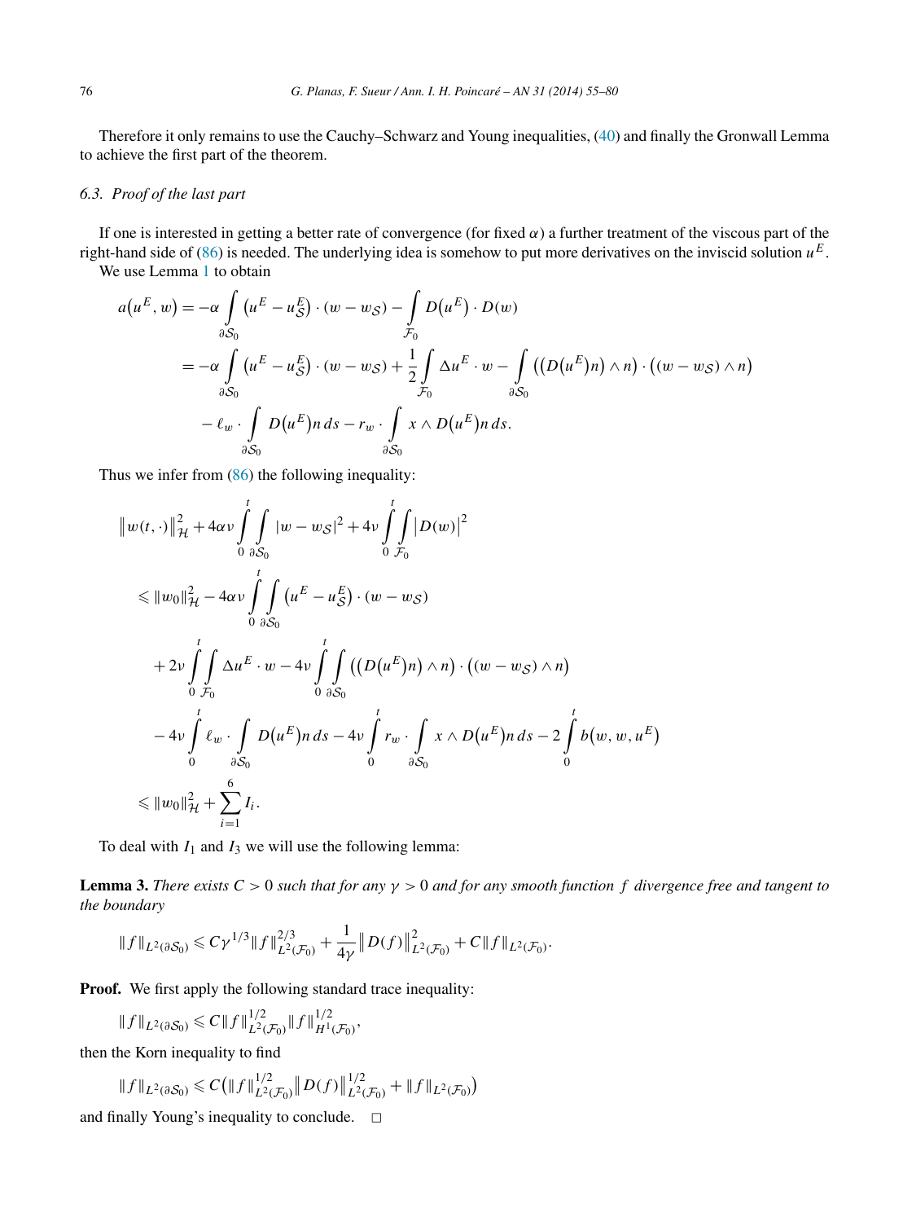Therefore it only remains to use the Cauchy–Schwarz and Young inequalities, (40) and finally the Gronwall Lemma to achieve the first part of the theorem.

### 6.3. Proof of the last part

If one is interested in getting a better rate of convergence (for fixed $\alpha$) a further treatment of the viscous part of the right-hand side of (86) is needed. The underlying idea is somehow to put more derivatives on the inviscid solution $u^E$.

We use Lemma 1 to obtain

$$
\begin{aligned}
a\big(u^E, w\big) &= -\alpha \int_{\partial \mathcal{S}_0} \big(u^E - u^E_{\mathcal{S}}\big) \cdot (w - w_{\mathcal{S}}) - \int_{\mathcal{F}_0} D\big(u^E\big) \cdot D(w) \\
&= -\alpha \int_{\partial \mathcal{S}_0} \big(u^E - u^E_{\mathcal{S}}\big) \cdot (w - w_{\mathcal{S}}) + \frac{1}{2} \int_{\mathcal{F}_0} \Delta u^E \cdot w - \int_{\partial \mathcal{S}_0} \big(\big(D\big(u^E\big)n\big) \wedge n\big) \cdot \big((w - w_{\mathcal{S}}) \wedge n\big) \\
&\quad - \ell_w \cdot \int_{\partial \mathcal{S}_0} D\big(u^E\big)n \, ds - r_w \cdot \int_{\partial \mathcal{S}_0} x \wedge D\big(u^E\big)n \, ds.
\end{aligned}
$$

Thus we infer from (86) the following inequality:

$$
\begin{aligned}
&\big\|w(t,\cdot)\big\|^2_{\mathcal{H}} + 4\alpha\nu \int_0^t \int_{\partial \mathcal{S}_0} |w - w_{\mathcal{S}}|^2 + 4\nu \int_0^t \int_{\mathcal{F}_0} \big|D(w)\big|^2 \\
&\quad \leqslant \|w_0\|^2_{\mathcal{H}} - 4\alpha\nu \int_0^t \int_{\partial \mathcal{S}_0} \big(u^E - u^E_{\mathcal{S}}\big) \cdot (w - w_{\mathcal{S}}) \\
&\qquad + 2\nu \int_0^t \int_{\mathcal{F}_0} \Delta u^E \cdot w - 4\nu \int_0^t \int_{\partial \mathcal{S}_0} \big(\big(D\big(u^E\big)n\big) \wedge n\big) \cdot \big((w - w_{\mathcal{S}}) \wedge n\big) \\
&\qquad - 4\nu \int_0^t \ell_w \cdot \int_{\partial \mathcal{S}_0} D\big(u^E\big)n \, ds - 4\nu \int_0^t r_w \cdot \int_{\partial \mathcal{S}_0} x \wedge D\big(u^E\big)n \, ds - 2\int_0^t b\big(w, w, u^E\big) \\
&\quad \leqslant \|w_0\|^2_{\mathcal{H}} + \sum_{i=1}^{6} I_i.
\end{aligned}
$$

To deal with $I_1$ and $I_3$ we will use the following lemma:

**Lemma 3.** *There exists $C > 0$ such that for any $\gamma > 0$ and for any smooth function $f$ divergence free and tangent to the boundary*

$$
\|f\|_{L^2(\partial \mathcal{S}_0)} \leqslant C\gamma^{1/3} \|f\|^{2/3}_{L^2(\mathcal{F}_0)} + \frac{1}{4\gamma} \big\|D(f)\big\|^2_{L^2(\mathcal{F}_0)} + C\|f\|_{L^2(\mathcal{F}_0)}.
$$

**Proof.** We first apply the following standard trace inequality:

$$
\|f\|_{L^2(\partial \mathcal{S}_0)} \leqslant C\|f\|^{1/2}_{L^2(\mathcal{F}_0)} \|f\|^{1/2}_{H^1(\mathcal{F}_0)},
$$

then the Korn inequality to find

$$
\|f\|_{L^2(\partial \mathcal{S}_0)} \leqslant C\big(\|f\|^{1/2}_{L^2(\mathcal{F}_0)} \big\|D(f)\big\|^{1/2}_{L^2(\mathcal{F}_0)} + \|f\|_{L^2(\mathcal{F}_0)}\big)
$$

and finally Young's inequality to conclude. $\square$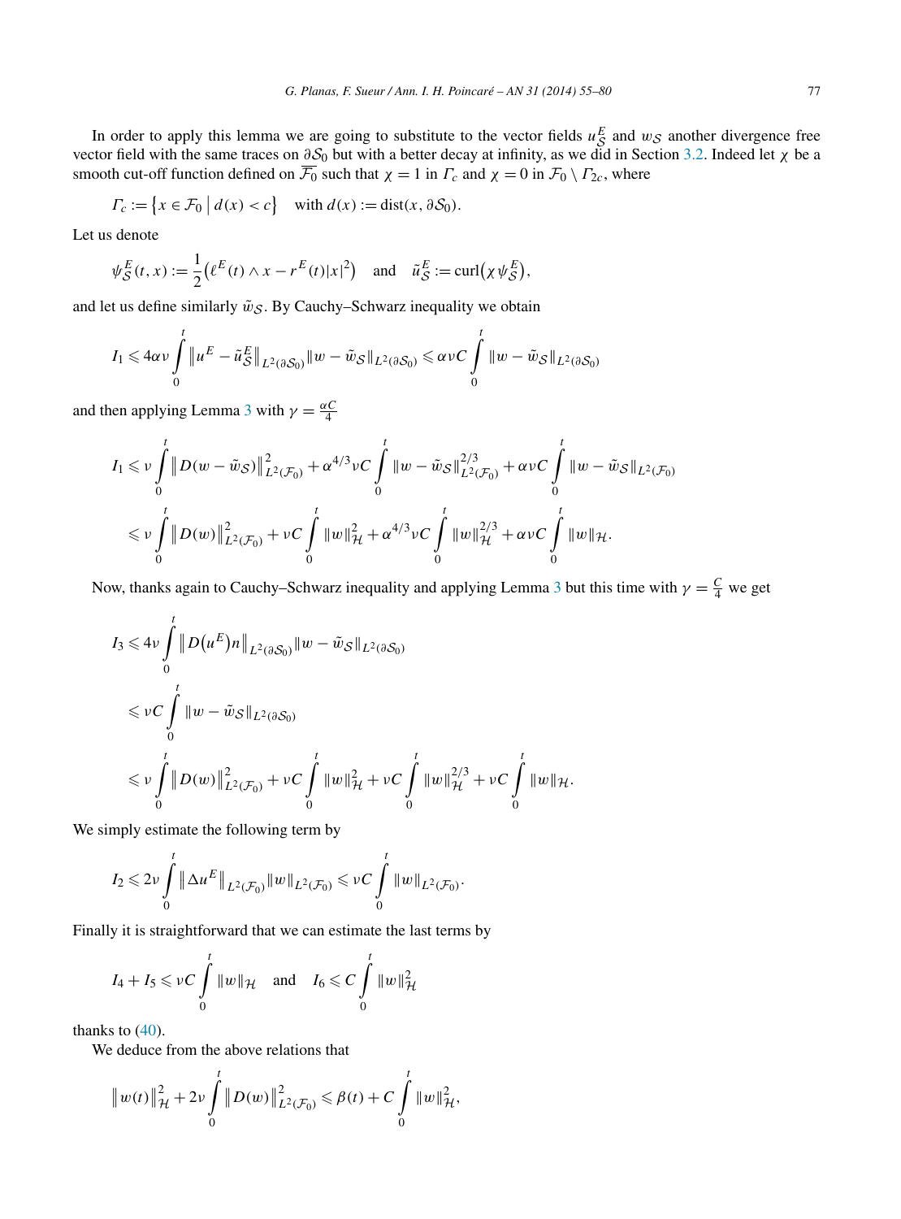In order to apply this lemma we are going to substitute to the vector fields $u_{\mathcal{S}}^E$ and $w_{\mathcal{S}}$ another divergence free vector field with the same traces on $\partial\mathcal{S}_0$ but with a better decay at infinity, as we did in Section 3.2. Indeed let $\chi$ be a smooth cut-off function defined on $\overline{\mathcal{F}_0}$ such that $\chi = 1$ in $\Gamma_c$ and $\chi = 0$ in $\mathcal{F}_0 \setminus \Gamma_{2c}$, where

$$\Gamma_c := \{ x \in \mathcal{F}_0 \mid d(x) < c \} \quad \text{with } d(x) := \operatorname{dist}(x, \partial\mathcal{S}_0).$$

Let us denote

$$\psi_{\mathcal{S}}^E(t,x) := \frac{1}{2}\big(\ell^E(t) \wedge x - r^E(t)|x|^2\big) \quad \text{and} \quad \tilde{u}_{\mathcal{S}}^E := \operatorname{curl}\big(\chi \psi_{\mathcal{S}}^E\big),$$

and let us define similarly $\tilde{w}_{\mathcal{S}}$. By Cauchy–Schwarz inequality we obtain

$$I_1 \leqslant 4\alpha\nu \int_0^t \|u^E - \tilde{u}_{\mathcal{S}}^E\|_{L^2(\partial\mathcal{S}_0)} \|w - \tilde{w}_{\mathcal{S}}\|_{L^2(\partial\mathcal{S}_0)} \leqslant \alpha\nu C \int_0^t \|w - \tilde{w}_{\mathcal{S}}\|_{L^2(\partial\mathcal{S}_0)}$$

and then applying Lemma 3 with $\gamma = \frac{\alpha C}{4}$

$$\begin{aligned}
I_1 &\leqslant \nu \int_0^t \big\|D(w - \tilde{w}_{\mathcal{S}})\big\|^2_{L^2(\mathcal{F}_0)} + \alpha^{4/3}\nu C \int_0^t \|w - \tilde{w}_{\mathcal{S}}\|^{2/3}_{L^2(\mathcal{F}_0)} + \alpha\nu C \int_0^t \|w - \tilde{w}_{\mathcal{S}}\|_{L^2(\mathcal{F}_0)} \\
&\leqslant \nu \int_0^t \big\|D(w)\big\|^2_{L^2(\mathcal{F}_0)} + \nu C \int_0^t \|w\|^2_{\mathcal{H}} + \alpha^{4/3}\nu C \int_0^t \|w\|^{2/3}_{\mathcal{H}} + \alpha\nu C \int_0^t \|w\|_{\mathcal{H}}.
\end{aligned}$$

Now, thanks again to Cauchy–Schwarz inequality and applying Lemma 3 but this time with $\gamma = \frac{C}{4}$ we get

$$\begin{aligned}
I_3 &\leqslant 4\nu \int_0^t \big\|D\big(u^E\big)n\big\|_{L^2(\partial\mathcal{S}_0)} \|w - \tilde{w}_{\mathcal{S}}\|_{L^2(\partial\mathcal{S}_0)} \\
&\leqslant \nu C \int_0^t \|w - \tilde{w}_{\mathcal{S}}\|_{L^2(\partial\mathcal{S}_0)} \\
&\leqslant \nu \int_0^t \big\|D(w)\big\|^2_{L^2(\mathcal{F}_0)} + \nu C \int_0^t \|w\|^2_{\mathcal{H}} + \nu C \int_0^t \|w\|^{2/3}_{\mathcal{H}} + \nu C \int_0^t \|w\|_{\mathcal{H}}.
\end{aligned}$$

We simply estimate the following term by

$$I_2 \leqslant 2\nu \int_0^t \big\|\Delta u^E\big\|_{L^2(\mathcal{F}_0)} \|w\|_{L^2(\mathcal{F}_0)} \leqslant \nu C \int_0^t \|w\|_{L^2(\mathcal{F}_0)}.$$

Finally it is straightforward that we can estimate the last terms by

$$I_4 + I_5 \leqslant \nu C \int_0^t \|w\|_{\mathcal{H}} \quad \text{and} \quad I_6 \leqslant C \int_0^t \|w\|^2_{\mathcal{H}}$$

thanks to (40).

We deduce from the above relations that

$$\big\|w(t)\big\|^2_{\mathcal{H}} + 2\nu \int_0^t \big\|D(w)\big\|^2_{L^2(\mathcal{F}_0)} \leqslant \beta(t) + C \int_0^t \|w\|^2_{\mathcal{H}},$$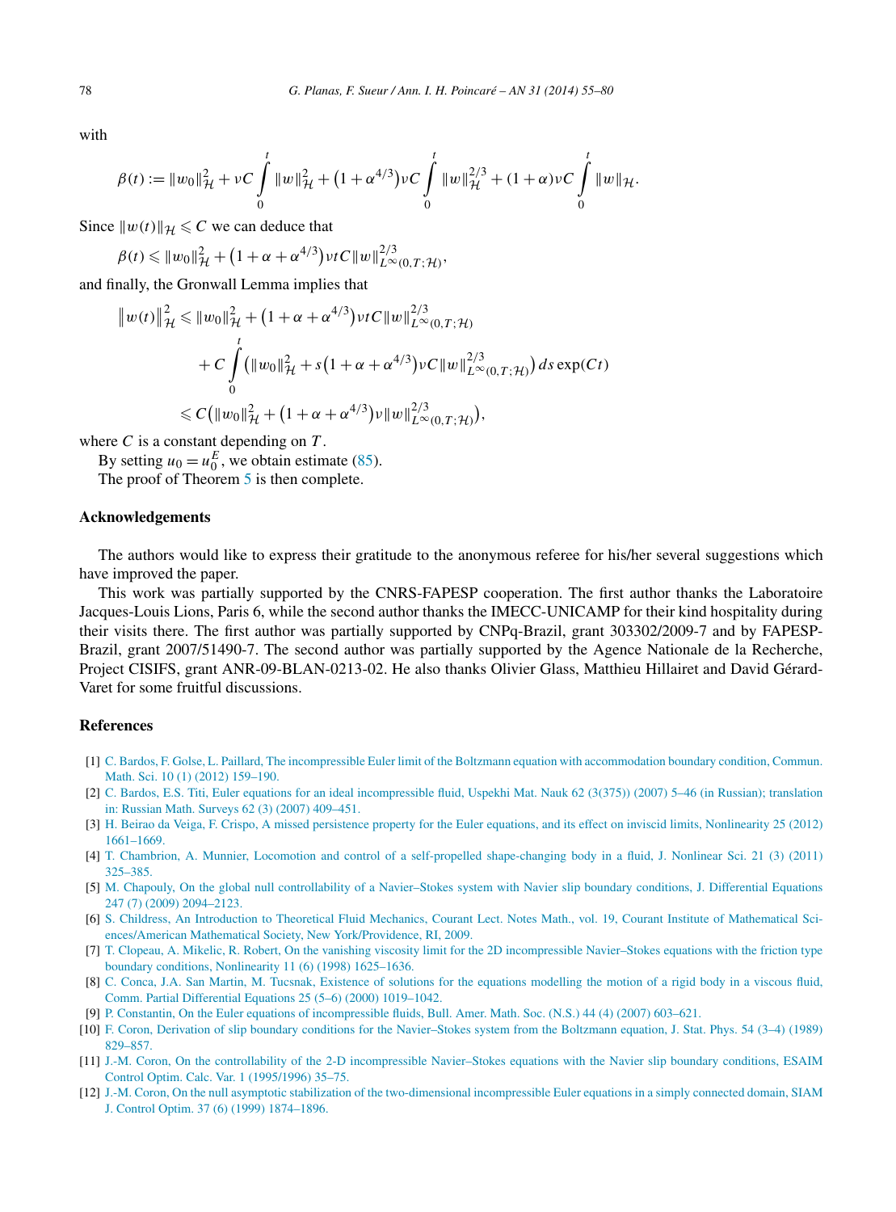with

$$\beta(t) := \|w_0\|_{\mathcal{H}}^2 + \nu C \int_0^t \|w\|_{\mathcal{H}}^2 + \left(1+\alpha^{4/3}\right)\nu C \int_0^t \|w\|_{\mathcal{H}}^{2/3} + (1+\alpha)\nu C \int_0^t \|w\|_{\mathcal{H}}.$$

Since $\|w(t)\|_{\mathcal{H}} \leqslant C$ we can deduce that

$$\beta(t) \leqslant \|w_0\|_{\mathcal{H}}^2 + \left(1+\alpha+\alpha^{4/3}\right)\nu t C \|w\|_{L^\infty(0,T;\mathcal{H})}^{2/3},$$

and finally, the Gronwall Lemma implies that

$$\begin{aligned}
\left\|w(t)\right\|_{\mathcal{H}}^2 &\leqslant \|w_0\|_{\mathcal{H}}^2 + \left(1+\alpha+\alpha^{4/3}\right)\nu t C \|w\|_{L^\infty(0,T;\mathcal{H})}^{2/3} \\
&\quad + C \int_0^t \left(\|w_0\|_{\mathcal{H}}^2 + s\left(1+\alpha+\alpha^{4/3}\right)\nu C \|w\|_{L^\infty(0,T;\mathcal{H})}^{2/3}\right) ds \exp(Ct) \\
&\leqslant C\left(\|w_0\|_{\mathcal{H}}^2 + \left(1+\alpha+\alpha^{4/3}\right)\nu \|w\|_{L^\infty(0,T;\mathcal{H})}^{2/3}\right),
\end{aligned}$$

where $C$ is a constant depending on $T$.

By setting $u_0 = u_0^E$, we obtain estimate (85).

The proof of Theorem 5 is then complete.

## Acknowledgements

The authors would like to express their gratitude to the anonymous referee for his/her several suggestions which have improved the paper.

This work was partially supported by the CNRS-FAPESP cooperation. The first author thanks the Laboratoire Jacques-Louis Lions, Paris 6, while the second author thanks the IMECC-UNICAMP for their kind hospitality during their visits there. The first author was partially supported by CNPq-Brazil, grant 303302/2009-7 and by FAPESP-Brazil, grant 2007/51490-7. The second author was partially supported by the Agence Nationale de la Recherche, Project CISIFS, grant ANR-09-BLAN-0213-02. He also thanks Olivier Glass, Matthieu Hillairet and David Gérard-Varet for some fruitful discussions.

## References

[1] C. Bardos, F. Golse, L. Paillard, The incompressible Euler limit of the Boltzmann equation with accommodation boundary condition, Commun. Math. Sci. 10 (1) (2012) 159–190.

[2] C. Bardos, E.S. Titi, Euler equations for an ideal incompressible fluid, Uspekhi Mat. Nauk 62 (3(375)) (2007) 5–46 (in Russian); translation in: Russian Math. Surveys 62 (3) (2007) 409–451.

[3] H. Beirao da Veiga, F. Crispo, A missed persistence property for the Euler equations, and its effect on inviscid limits, Nonlinearity 25 (2012) 1661–1669.

[4] T. Chambrion, A. Munnier, Locomotion and control of a self-propelled shape-changing body in a fluid, J. Nonlinear Sci. 21 (3) (2011) 325–385.

[5] M. Chapouly, On the global null controllability of a Navier–Stokes system with Navier slip boundary conditions, J. Differential Equations 247 (7) (2009) 2094–2123.

[6] S. Childress, An Introduction to Theoretical Fluid Mechanics, Courant Lect. Notes Math., vol. 19, Courant Institute of Mathematical Sciences/American Mathematical Society, New York/Providence, RI, 2009.

[7] T. Clopeau, A. Mikelic, R. Robert, On the vanishing viscosity limit for the 2D incompressible Navier–Stokes equations with the friction type boundary conditions, Nonlinearity 11 (6) (1998) 1625–1636.

[8] C. Conca, J.A. San Martin, M. Tucsnak, Existence of solutions for the equations modelling the motion of a rigid body in a viscous fluid, Comm. Partial Differential Equations 25 (5–6) (2000) 1019–1042.

[9] P. Constantin, On the Euler equations of incompressible fluids, Bull. Amer. Math. Soc. (N.S.) 44 (4) (2007) 603–621.

[10] F. Coron, Derivation of slip boundary conditions for the Navier–Stokes system from the Boltzmann equation, J. Stat. Phys. 54 (3–4) (1989) 829–857.

[11] J.-M. Coron, On the controllability of the 2-D incompressible Navier–Stokes equations with the Navier slip boundary conditions, ESAIM Control Optim. Calc. Var. 1 (1995/1996) 35–75.

[12] J.-M. Coron, On the null asymptotic stabilization of the two-dimensional incompressible Euler equations in a simply connected domain, SIAM J. Control Optim. 37 (6) (1999) 1874–1896.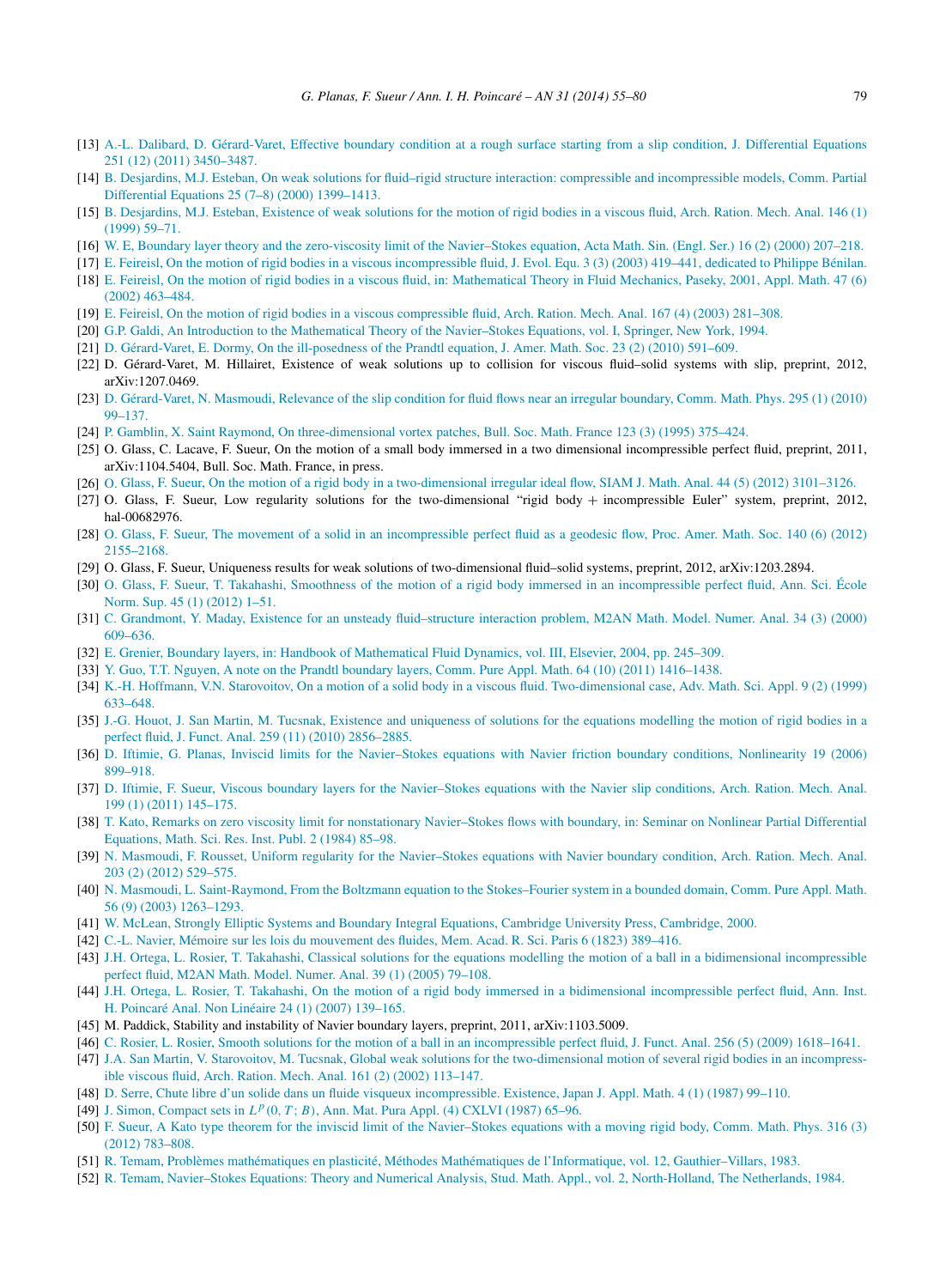[13] A.-L. Dalibard, D. Gérard-Varet, Effective boundary condition at a rough surface starting from a slip condition, J. Differential Equations 251 (12) (2011) 3450–3487.

[14] B. Desjardins, M.J. Esteban, On weak solutions for fluid–rigid structure interaction: compressible and incompressible models, Comm. Partial Differential Equations 25 (7–8) (2000) 1399–1413.

[15] B. Desjardins, M.J. Esteban, Existence of weak solutions for the motion of rigid bodies in a viscous fluid, Arch. Ration. Mech. Anal. 146 (1) (1999) 59–71.

[16] W. E, Boundary layer theory and the zero-viscosity limit of the Navier–Stokes equation, Acta Math. Sin. (Engl. Ser.) 16 (2) (2000) 207–218.

[17] E. Feireisl, On the motion of rigid bodies in a viscous incompressible fluid, J. Evol. Equ. 3 (3) (2003) 419–441, dedicated to Philippe Bénilan.

[18] E. Feireisl, On the motion of rigid bodies in a viscous fluid, in: Mathematical Theory in Fluid Mechanics, Paseky, 2001, Appl. Math. 47 (6) (2002) 463–484.

[19] E. Feireisl, On the motion of rigid bodies in a viscous compressible fluid, Arch. Ration. Mech. Anal. 167 (4) (2003) 281–308.

[20] G.P. Galdi, An Introduction to the Mathematical Theory of the Navier–Stokes Equations, vol. I, Springer, New York, 1994.

[21] D. Gérard-Varet, E. Dormy, On the ill-posedness of the Prandtl equation, J. Amer. Math. Soc. 23 (2) (2010) 591–609.

[22] D. Gérard-Varet, M. Hillairet, Existence of weak solutions up to collision for viscous fluid–solid systems with slip, preprint, 2012, arXiv:1207.0469.

[23] D. Gérard-Varet, N. Masmoudi, Relevance of the slip condition for fluid flows near an irregular boundary, Comm. Math. Phys. 295 (1) (2010) 99–137.

[24] P. Gamblin, X. Saint Raymond, On three-dimensional vortex patches, Bull. Soc. Math. France 123 (3) (1995) 375–424.

[25] O. Glass, C. Lacave, F. Sueur, On the motion of a small body immersed in a two dimensional incompressible perfect fluid, preprint, 2011, arXiv:1104.5404, Bull. Soc. Math. France, in press.

[26] O. Glass, F. Sueur, On the motion of a rigid body in a two-dimensional irregular ideal flow, SIAM J. Math. Anal. 44 (5) (2012) 3101–3126.

[27] O. Glass, F. Sueur, Low regularity solutions for the two-dimensional "rigid body + incompressible Euler" system, preprint, 2012, hal-00682976.

[28] O. Glass, F. Sueur, The movement of a solid in an incompressible perfect fluid as a geodesic flow, Proc. Amer. Math. Soc. 140 (6) (2012) 2155–2168.

[29] O. Glass, F. Sueur, Uniqueness results for weak solutions of two-dimensional fluid–solid systems, preprint, 2012, arXiv:1203.2894.

[30] O. Glass, F. Sueur, T. Takahashi, Smoothness of the motion of a rigid body immersed in an incompressible perfect fluid, Ann. Sci. École Norm. Sup. 45 (1) (2012) 1–51.

[31] C. Grandmont, Y. Maday, Existence for an unsteady fluid–structure interaction problem, M2AN Math. Model. Numer. Anal. 34 (3) (2000) 609–636.

[32] E. Grenier, Boundary layers, in: Handbook of Mathematical Fluid Dynamics, vol. III, Elsevier, 2004, pp. 245–309.

[33] Y. Guo, T.T. Nguyen, A note on the Prandtl boundary layers, Comm. Pure Appl. Math. 64 (10) (2011) 1416–1438.

[34] K.-H. Hoffmann, V.N. Starovoitov, On a motion of a solid body in a viscous fluid. Two-dimensional case, Adv. Math. Sci. Appl. 9 (2) (1999) 633–648.

[35] J.-G. Houot, J. San Martin, M. Tucsnak, Existence and uniqueness of solutions for the equations modelling the motion of rigid bodies in a perfect fluid, J. Funct. Anal. 259 (11) (2010) 2856–2885.

[36] D. Iftimie, G. Planas, Inviscid limits for the Navier–Stokes equations with Navier friction boundary conditions, Nonlinearity 19 (2006) 899–918.

[37] D. Iftimie, F. Sueur, Viscous boundary layers for the Navier–Stokes equations with the Navier slip conditions, Arch. Ration. Mech. Anal. 199 (1) (2011) 145–175.

[38] T. Kato, Remarks on zero viscosity limit for nonstationary Navier–Stokes flows with boundary, in: Seminar on Nonlinear Partial Differential Equations, Math. Sci. Res. Inst. Publ. 2 (1984) 85–98.

[39] N. Masmoudi, F. Rousset, Uniform regularity for the Navier–Stokes equations with Navier boundary condition, Arch. Ration. Mech. Anal. 203 (2) (2012) 529–575.

[40] N. Masmoudi, L. Saint-Raymond, From the Boltzmann equation to the Stokes–Fourier system in a bounded domain, Comm. Pure Appl. Math. 56 (9) (2003) 1263–1293.

[41] W. McLean, Strongly Elliptic Systems and Boundary Integral Equations, Cambridge University Press, Cambridge, 2000.

[42] C.-L. Navier, Mémoire sur les lois du mouvement des fluides, Mem. Acad. R. Sci. Paris 6 (1823) 389–416.

[43] J.H. Ortega, L. Rosier, T. Takahashi, Classical solutions for the equations modelling the motion of a ball in a bidimensional incompressible perfect fluid, M2AN Math. Model. Numer. Anal. 39 (1) (2005) 79–108.

[44] J.H. Ortega, L. Rosier, T. Takahashi, On the motion of a rigid body immersed in a bidimensional incompressible perfect fluid, Ann. Inst. H. Poincaré Anal. Non Linéaire 24 (1) (2007) 139–165.

[45] M. Paddick, Stability and instability of Navier boundary layers, preprint, 2011, arXiv:1103.5009.

[46] C. Rosier, L. Rosier, Smooth solutions for the motion of a ball in an incompressible perfect fluid, J. Funct. Anal. 256 (5) (2009) 1618–1641.

[47] J.A. San Martin, V. Starovoitov, M. Tucsnak, Global weak solutions for the two-dimensional motion of several rigid bodies in an incompressible viscous fluid, Arch. Ration. Mech. Anal. 161 (2) (2002) 113–147.

[48] D. Serre, Chute libre d'un solide dans un fluide visqueux incompressible. Existence, Japan J. Appl. Math. 4 (1) (1987) 99–110.

[49] J. Simon, Compact sets in $L^p(0,T;B)$, Ann. Mat. Pura Appl. (4) CXLVI (1987) 65–96.

[50] F. Sueur, A Kato type theorem for the inviscid limit of the Navier–Stokes equations with a moving rigid body, Comm. Math. Phys. 316 (3) (2012) 783–808.

[51] R. Temam, Problèmes mathématiques en plasticité, Méthodes Mathématiques de l'Informatique, vol. 12, Gauthier–Villars, 1983.

[52] R. Temam, Navier–Stokes Equations: Theory and Numerical Analysis, Stud. Math. Appl., vol. 2, North-Holland, The Netherlands, 1984.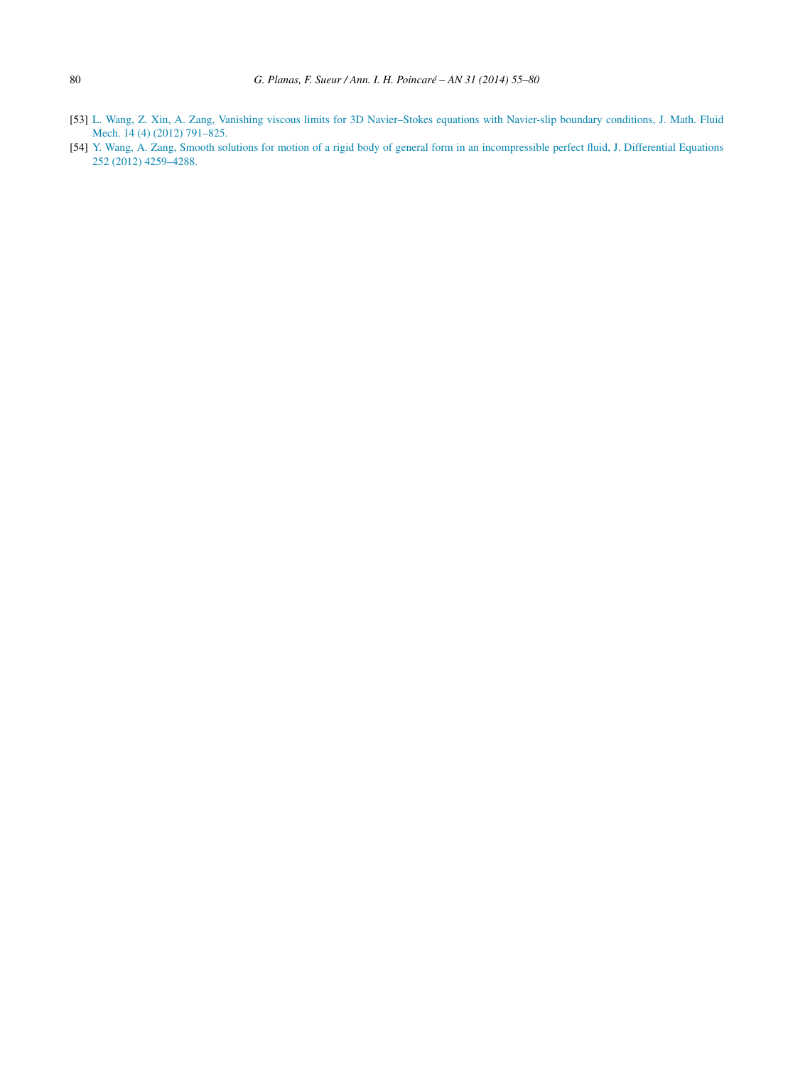[53] L. Wang, Z. Xin, A. Zang, Vanishing viscous limits for 3D Navier–Stokes equations with Navier-slip boundary conditions, J. Math. Fluid Mech. 14 (4) (2012) 791–825.

[54] Y. Wang, A. Zang, Smooth solutions for motion of a rigid body of general form in an incompressible perfect fluid, J. Differential Equations 252 (2012) 4259–4288.